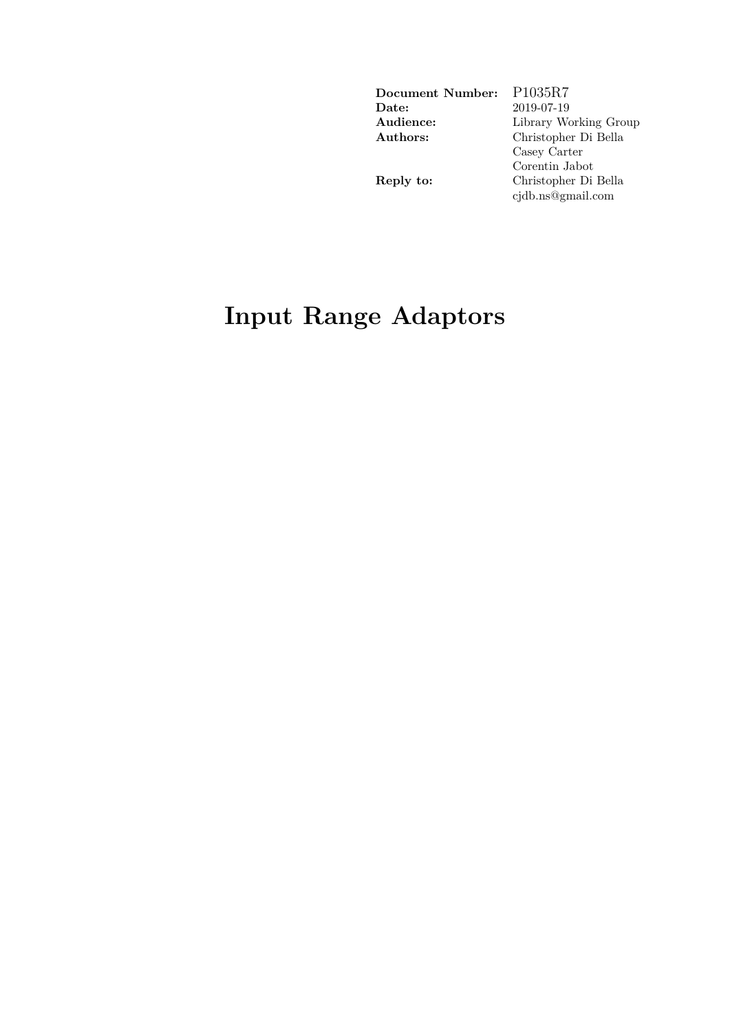| | |
|---|---|
| **Document Number:** | P1035R7 |
| **Date:** | 2019-07-19 |
| **Audience:** | Library Working Group |
| **Authors:** | Christopher Di Bella |
| | Casey Carter |
| | Corentin Jabot |
| **Reply to:** | Christopher Di Bella |
| | cjdb.ns@gmail.com |

# Input Range Adaptors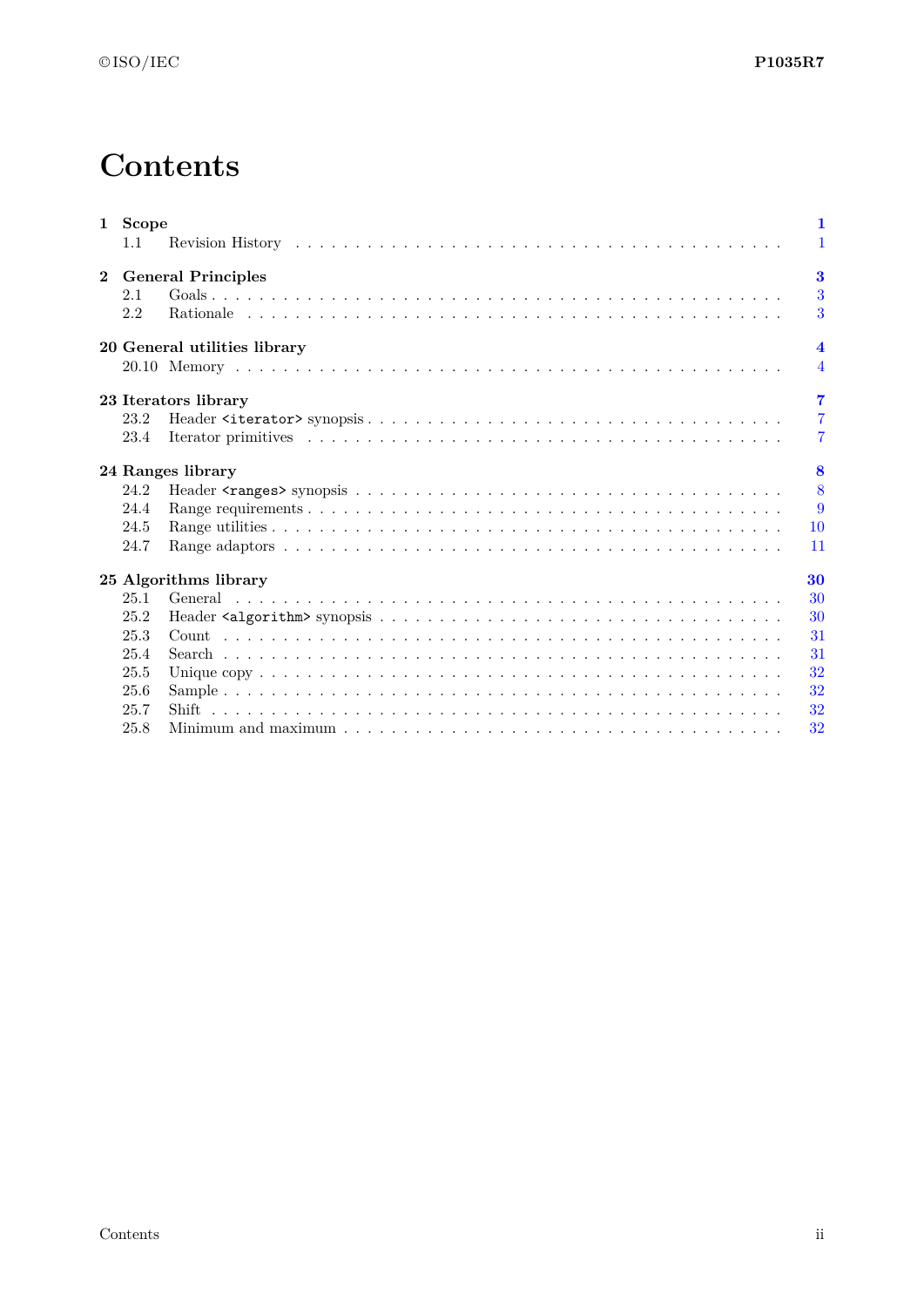# Contents

**1 Scope** — **1**
- 1.1 Revision History — 1

**2 General Principles** — **3**
- 2.1 Goals — 3
- 2.2 Rationale — 3

**20 General utilities library** — **4**
- 20.10 Memory — 4

**23 Iterators library** — **7**
- 23.2 Header `<iterator>` synopsis — 7
- 23.4 Iterator primitives — 7

**24 Ranges library** — **8**
- 24.2 Header `<ranges>` synopsis — 8
- 24.4 Range requirements — 9
- 24.5 Range utilities — 10
- 24.7 Range adaptors — 11

**25 Algorithms library** — **30**
- 25.1 General — 30
- 25.2 Header `<algorithm>` synopsis — 30
- 25.3 Count — 31
- 25.4 Search — 31
- 25.5 Unique copy — 32
- 25.6 Sample — 32
- 25.7 Shift — 32
- 25.8 Minimum and maximum — 32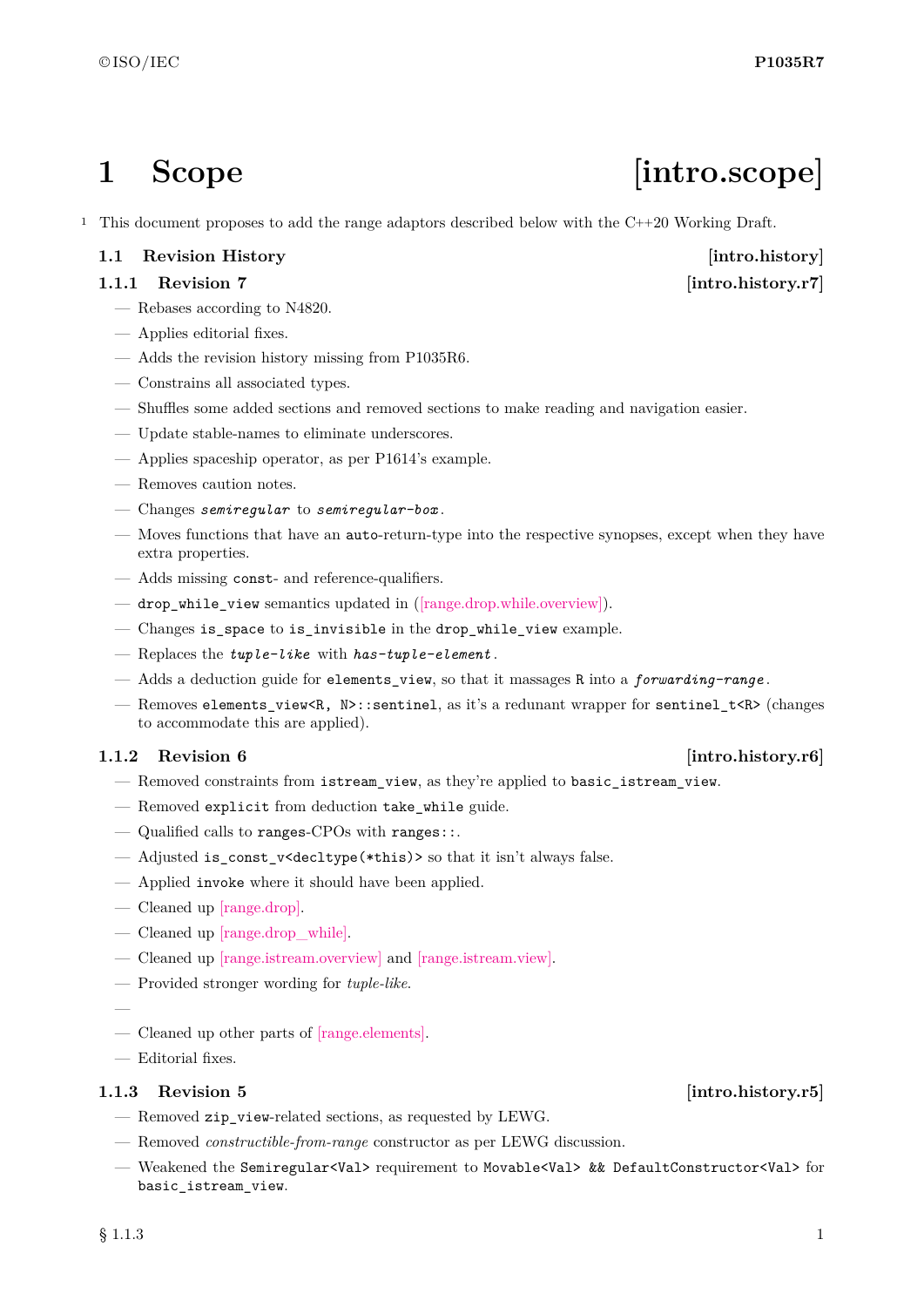# 1 Scope [intro.scope]

[1] This document proposes to add the range adaptors described below with the C++20 Working Draft.

## 1.1 Revision History [intro.history]

### 1.1.1 Revision 7 [intro.history.r7]

- Rebases according to N4820.
- Applies editorial fixes.
- Adds the revision history missing from P1035R6.
- Constrains all associated types.
- Shuffles some added sections and removed sections to make reading and navigation easier.
- Update stable-names to eliminate underscores.
- Applies spaceship operator, as per P1614's example.
- Removes caution notes.
- Changes *`semiregular`* to *`semiregular-box`*.
- Moves functions that have an `auto`-return-type into the respective synopses, except when they have extra properties.
- Adds missing `const`- and reference-qualifiers.
- `drop_while_view` semantics updated in ([range.drop.while.overview]).
- Changes `is_space` to `is_invisible` in the `drop_while_view` example.
- Replaces the *`tuple-like`* with *`has-tuple-element`*.
- Adds a deduction guide for `elements_view`, so that it massages `R` into a *`forwarding-range`*.
- Removes `elements_view<R, N>::sentinel`, as it's a redundant wrapper for `sentinel_t<R>` (changes to accommodate this are applied).

### 1.1.2 Revision 6 [intro.history.r6]

- Removed constraints from `istream_view`, as they're applied to `basic_istream_view`.
- Removed `explicit` from deduction `take_while` guide.
- Qualified calls to `ranges`-CPOs with `ranges::`.
- Adjusted `is_const_v<decltype(*this)>` so that it isn't always false.
- Applied `invoke` where it should have been applied.
- Cleaned up [range.drop].
- Cleaned up [range.drop_while].
- Cleaned up [range.istream.overview] and [range.istream.view].
- Provided stronger wording for *tuple-like*.
- 
- Cleaned up other parts of [range.elements].
- Editorial fixes.

### 1.1.3 Revision 5 [intro.history.r5]

- Removed `zip_view`-related sections, as requested by LEWG.
- Removed *constructible-from-range* constructor as per LEWG discussion.
- Weakened the `Semiregular<Val>` requirement to `Movable<Val> && DefaultConstructor<Val>` for `basic_istream_view`.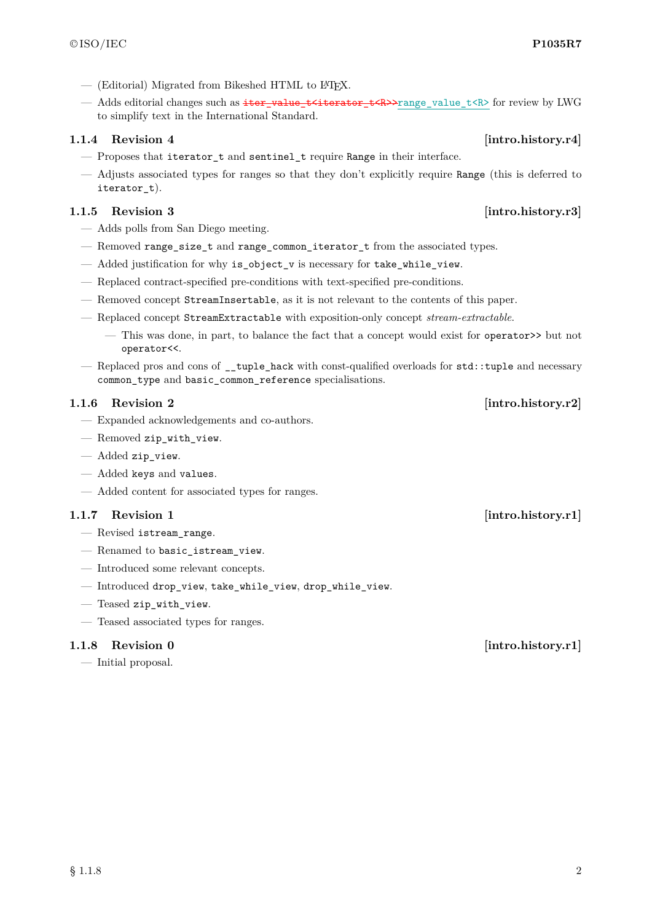- (Editorial) Migrated from Bikeshed HTML to LaTeX.
- Adds editorial changes such as ~~`iter_value_t<iterator_t<R>>`~~`range_value_t<R>` for review by LWG to simplify text in the International Standard.

### 1.1.4 Revision 4 [intro.history.r4]

- Proposes that `iterator_t` and `sentinel_t` require `Range` in their interface.
- Adjusts associated types for ranges so that they don't explicitly require `Range` (this is deferred to `iterator_t`).

### 1.1.5 Revision 3 [intro.history.r3]

- Adds polls from San Diego meeting.
- Removed `range_size_t` and `range_common_iterator_t` from the associated types.
- Added justification for why `is_object_v` is necessary for `take_while_view`.
- Replaced contract-specified pre-conditions with text-specified pre-conditions.
- Removed concept `StreamInsertable`, as it is not relevant to the contents of this paper.
- Replaced concept `StreamExtractable` with exposition-only concept *stream-extractable*.
  - This was done, in part, to balance the fact that a concept would exist for `operator>>` but not `operator<<`.
- Replaced pros and cons of `__tuple_hack` with const-qualified overloads for `std::tuple` and necessary `common_type` and `basic_common_reference` specialisations.

### 1.1.6 Revision 2 [intro.history.r2]

- Expanded acknowledgements and co-authors.
- Removed `zip_with_view`.
- Added `zip_view`.
- Added `keys` and `values`.
- Added content for associated types for ranges.

### 1.1.7 Revision 1 [intro.history.r1]

- Revised `istream_range`.
- Renamed to `basic_istream_view`.
- Introduced some relevant concepts.
- Introduced `drop_view`, `take_while_view`, `drop_while_view`.
- Teased `zip_with_view`.
- Teased associated types for ranges.

### 1.1.8 Revision 0 [intro.history.r1]

- Initial proposal.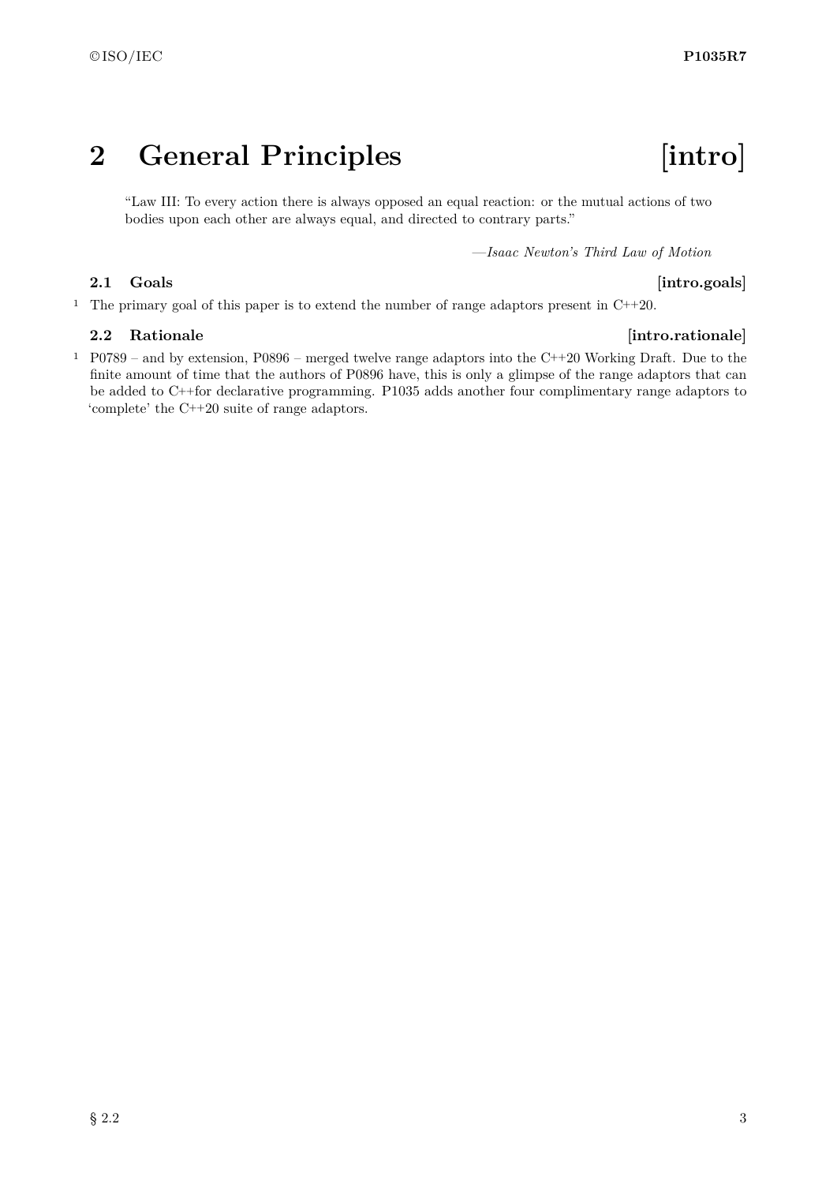# 2 General Principles [intro]

> "Law III: To every action there is always opposed an equal reaction: or the mutual actions of two bodies upon each other are always equal, and directed to contrary parts."
>
> —*Isaac Newton's Third Law of Motion*

## 2.1 Goals [intro.goals]

1 The primary goal of this paper is to extend the number of range adaptors present in C++20.

## 2.2 Rationale [intro.rationale]

1 P0789 – and by extension, P0896 – merged twelve range adaptors into the C++20 Working Draft. Due to the finite amount of time that the authors of P0896 have, this is only a glimpse of the range adaptors that can be added to C++for declarative programming. P1035 adds another four complimentary range adaptors to 'complete' the C++20 suite of range adaptors.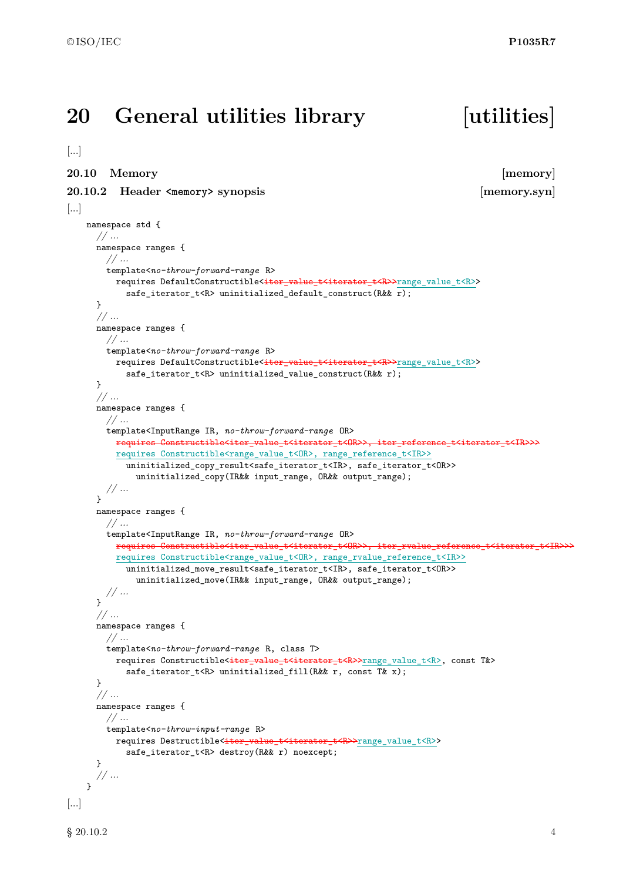# 20 General utilities library [utilities]

[...]

## 20.10 Memory [memory]

### 20.10.2 Header <memory> synopsis [memory.syn]

[...]

```
namespace std {
  // ...
  namespace ranges {
    // ...
    template<no-throw-forward-range R>
      requires DefaultConstructible<iter_value_t<iterator_t<R>>range_value_t<R>>
        safe_iterator_t<R> uninitialized_default_construct(R&& r);
  }
  // ...
  namespace ranges {
    // ...
    template<no-throw-forward-range R>
      requires DefaultConstructible<iter_value_t<iterator_t<R>>range_value_t<R>>
        safe_iterator_t<R> uninitialized_value_construct(R&& r);
  }
  // ...
  namespace ranges {
    // ...
    template<InputRange IR, no-throw-forward-range OR>
      requires Constructible<iter_value_t<iterator_t<OR>>, iter_reference_t<iterator_t<IR>>>
      requires Constructible<range_value_t<OR>, range_reference_t<IR>>
        uninitialized_copy_result<safe_iterator_t<IR>, safe_iterator_t<OR>>
          uninitialized_copy(IR&& input_range, OR&& output_range);
    // ...
  }
  namespace ranges {
    // ...
    template<InputRange IR, no-throw-forward-range OR>
      requires Constructible<iter_value_t<iterator_t<OR>>, iter_rvalue_reference_t<iterator_t<IR>>>
      requires Constructible<range_value_t<OR>, range_rvalue_reference_t<IR>>
        uninitialized_move_result<safe_iterator_t<IR>, safe_iterator_t<OR>>
          uninitialized_move(IR&& input_range, OR&& output_range);
    // ...
  }
  // ...
  namespace ranges {
    // ...
    template<no-throw-forward-range R, class T>
      requires Constructible<iter_value_t<iterator_t<R>>range_value_t<R>, const T&>
        safe_iterator_t<R> uninitialized_fill(R&& r, const T& x);
  }
  // ...
  namespace ranges {
    // ...
    template<no-throw-input-range R>
      requires Destructible<iter_value_t<iterator_t<R>>range_value_t<R>>
        safe_iterator_t<R> destroy(R&& r) noexcept;
  }
  // ...
}
```

[...]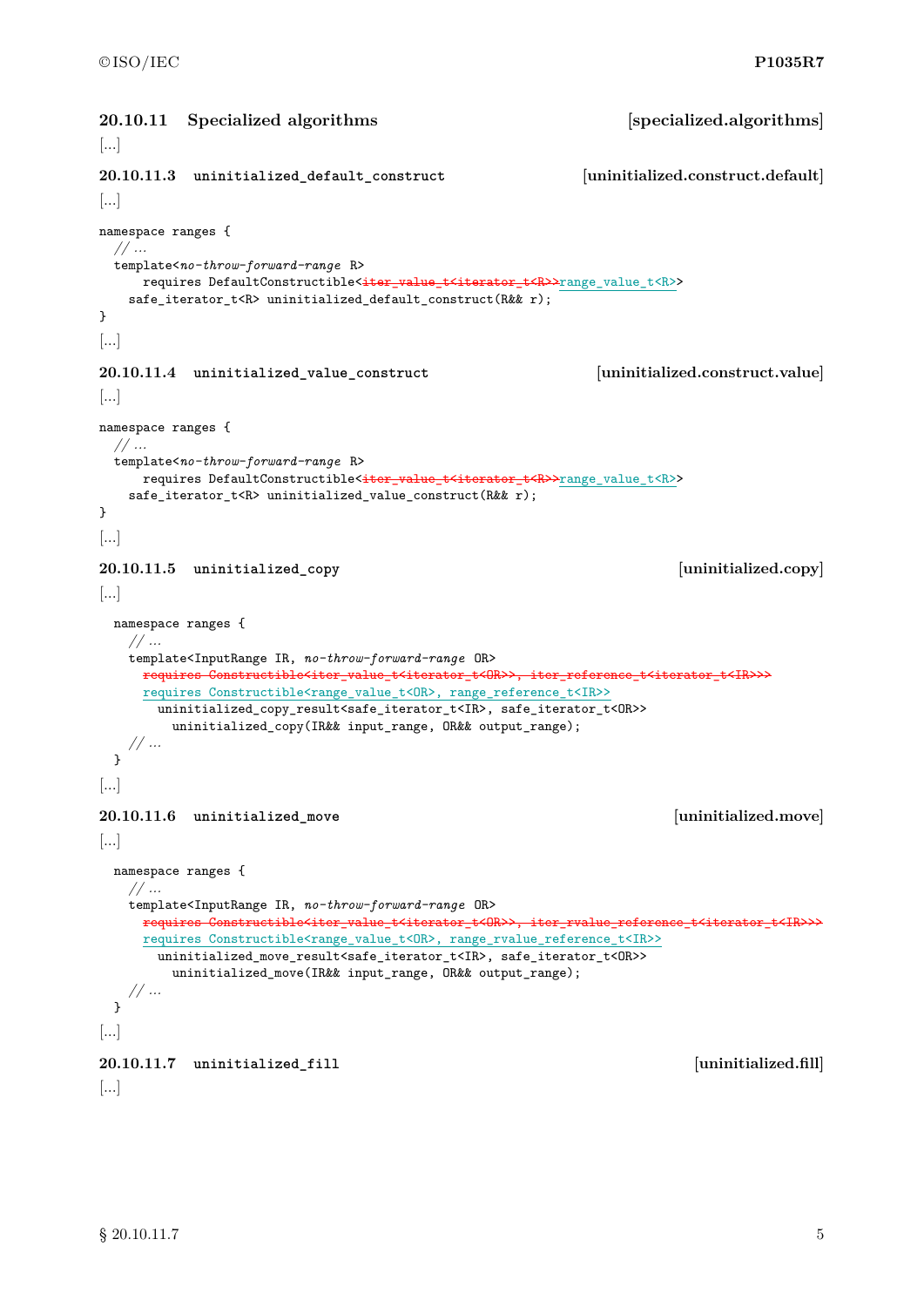### 20.10.11 Specialized algorithms [specialized.algorithms]

[...]

#### 20.10.11.3 `uninitialized_default_construct` [uninitialized.construct.default]

[...]

```
namespace ranges {
  // ...
  template<no-throw-forward-range R>
      requires DefaultConstructible<iter_value_t<iterator_t<R>>range_value_t<R>>
    safe_iterator_t<R> uninitialized_default_construct(R&& r);
}
```

[...]

#### 20.10.11.4 `uninitialized_value_construct` [uninitialized.construct.value]

[...]

```
namespace ranges {
  // ...
  template<no-throw-forward-range R>
      requires DefaultConstructible<iter_value_t<iterator_t<R>>range_value_t<R>>
    safe_iterator_t<R> uninitialized_value_construct(R&& r);
}
```

[...]

#### 20.10.11.5 `uninitialized_copy` [uninitialized.copy]

[...]

```
namespace ranges {
  // ...
  template<InputRange IR, no-throw-forward-range OR>
    requires Constructible<iter_value_t<iterator_t<OR>>, iter_reference_t<iterator_t<IR>>>
    requires Constructible<range_value_t<OR>, range_reference_t<IR>>
      uninitialized_copy_result<safe_iterator_t<IR>, safe_iterator_t<OR>>
        uninitialized_copy(IR&& input_range, OR&& output_range);
  // ...
}
```

[...]

#### 20.10.11.6 `uninitialized_move` [uninitialized.move]

[...]

```
namespace ranges {
  // ...
  template<InputRange IR, no-throw-forward-range OR>
    requires Constructible<iter_value_t<iterator_t<OR>>, iter_rvalue_reference_t<iterator_t<IR>>>
    requires Constructible<range_value_t<OR>, range_rvalue_reference_t<IR>>
      uninitialized_move_result<safe_iterator_t<IR>, safe_iterator_t<OR>>
        uninitialized_move(IR&& input_range, OR&& output_range);
  // ...
}
```

[...]

#### 20.10.11.7 `uninitialized_fill` [uninitialized.fill]

[...]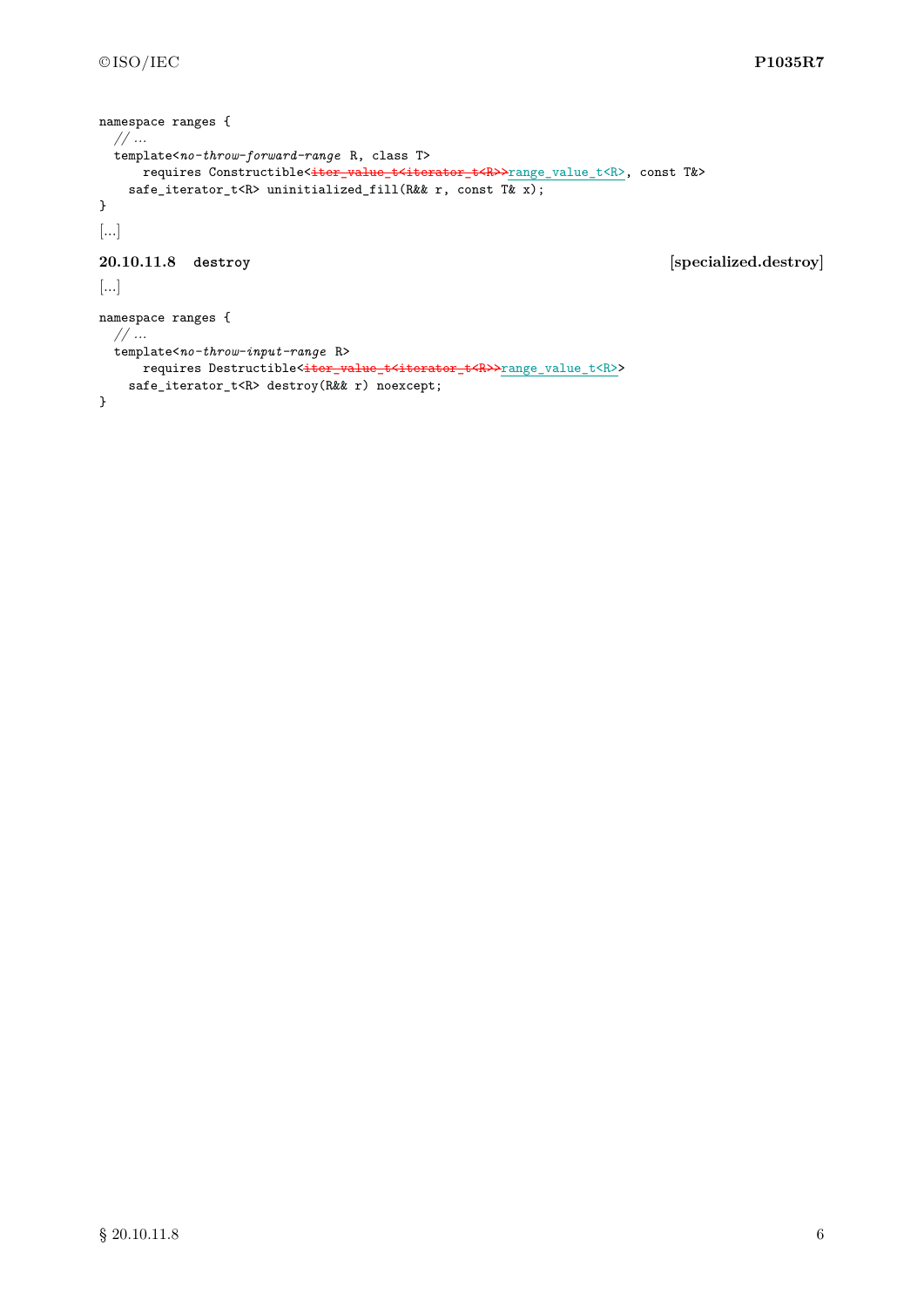```
namespace ranges {
  // ...
  template<no-throw-forward-range R, class T>
      requires Constructible<iter_value_t<iterator_t<R>>range_value_t<R>, const T&>
    safe_iterator_t<R> uninitialized_fill(R&& r, const T& x);
}
```

[...]

### 20.10.11.8 `destroy` [specialized.destroy]

[...]

```
namespace ranges {
  // ...
  template<no-throw-input-range R>
      requires Destructible<iter_value_t<iterator_t<R>>range_value_t<R>>
    safe_iterator_t<R> destroy(R&& r) noexcept;
}
```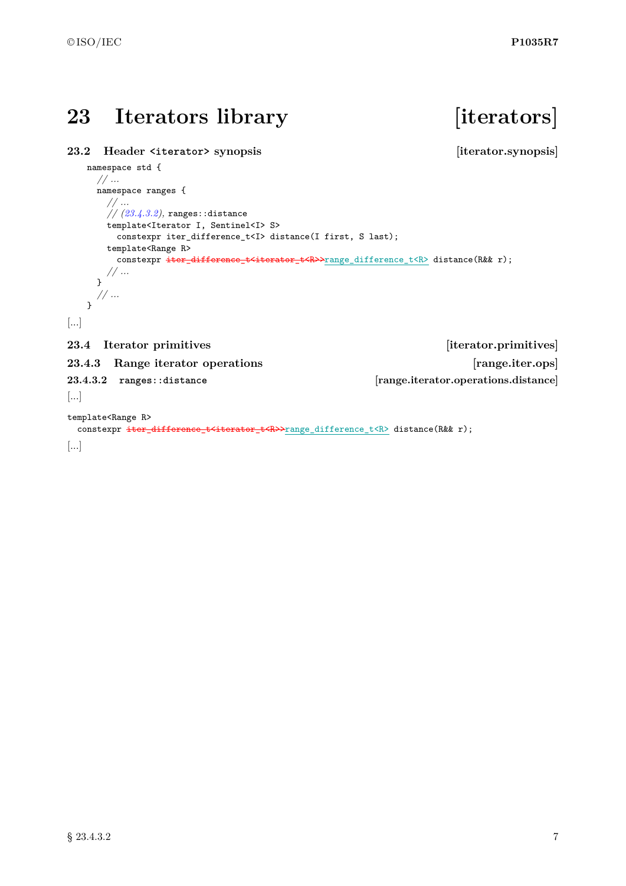# 23 Iterators library [iterators]

### 23.2 Header `<iterator>` synopsis [iterator.synopsis]

```
namespace std {
  // ...
  namespace ranges {
    // ...
    // (23.4.3.2), ranges::distance
    template<Iterator I, Sentinel<I> S>
      constexpr iter_difference_t<I> distance(I first, S last);
    template<Range R>
      constexpr iter_difference_t<iterator_t<R>>range_difference_t<R> distance(R&& r);
    // ...
  }
  // ...
}
```

[...]

### 23.4 Iterator primitives [iterator.primitives]

#### 23.4.3 Range iterator operations [range.iter.ops]

##### 23.4.3.2 `ranges::distance` [range.iterator.operations.distance]

[...]

```
template<Range R>
  constexpr iter_difference_t<iterator_t<R>>range_difference_t<R> distance(R&& r);
```

[...]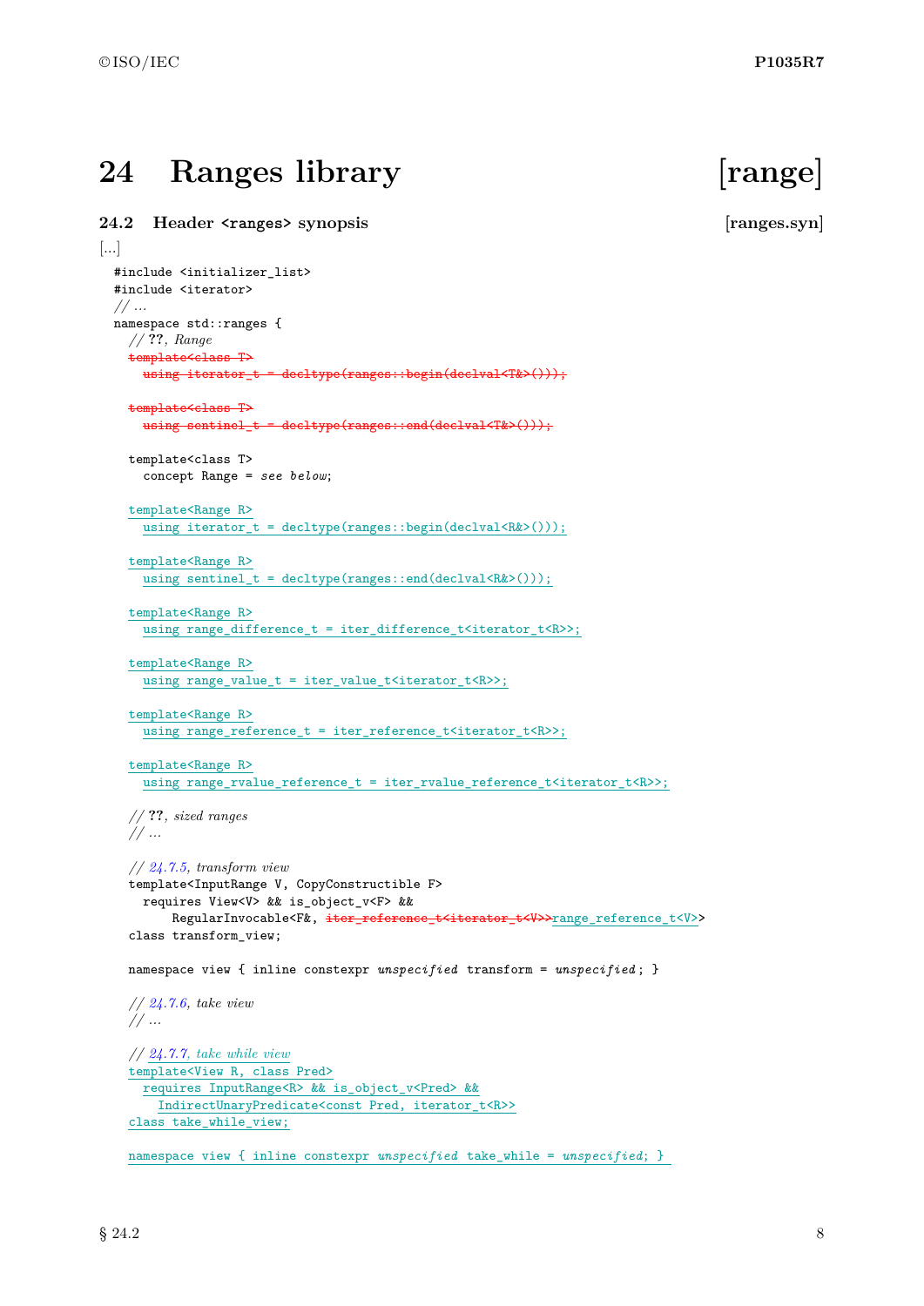# 24 Ranges library [range]

## 24.2 Header `<ranges>` synopsis [ranges.syn]

[...]

```
#include <initializer_list>
#include <iterator>
// ...
namespace std::ranges {
  // ??, Range
  template<class T>
    using iterator_t = decltype(ranges::begin(declval<T&>()));

  template<class T>
    using sentinel_t = decltype(ranges::end(declval<T&>()));

  template<class T>
    concept Range = see below;

  template<Range R>
    using iterator_t = decltype(ranges::begin(declval<R&>()));

  template<Range R>
    using sentinel_t = decltype(ranges::end(declval<R&>()));

  template<Range R>
    using range_difference_t = iter_difference_t<iterator_t<R>>;

  template<Range R>
    using range_value_t = iter_value_t<iterator_t<R>>;

  template<Range R>
    using range_reference_t = iter_reference_t<iterator_t<R>>;

  template<Range R>
    using range_rvalue_reference_t = iter_rvalue_reference_t<iterator_t<R>>;

  // ??, sized ranges
  // ...

  // 24.7.5, transform view
  template<InputRange V, CopyConstructible F>
    requires View<V> && is_object_v<F> &&
        RegularInvocable<F&, iter_reference_t<iterator_t<V>>range_reference_t<V>>
  class transform_view;

  namespace view { inline constexpr unspecified transform = unspecified; }

  // 24.7.6, take view
  // ...

  // 24.7.7, take while view
  template<View R, class Pred>
    requires InputRange<R> && is_object_v<Pred> &&
      IndirectUnaryPredicate<const Pred, iterator_t<R>>
  class take_while_view;

  namespace view { inline constexpr unspecified take_while = unspecified; }
```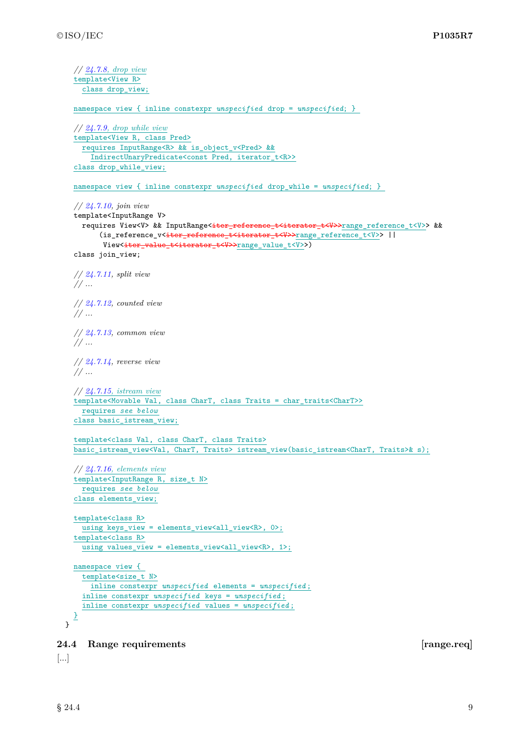```
  // 24.7.8, drop view
  template<View R>
    class drop_view;

  namespace view { inline constexpr unspecified drop = unspecified; }

  // 24.7.9, drop while view
  template<View R, class Pred>
    requires InputRange<R> && is_object_v<Pred> &&
      IndirectUnaryPredicate<const Pred, iterator_t<R>>
  class drop_while_view;

  namespace view { inline constexpr unspecified drop_while = unspecified; }

  // 24.7.10, join view
  template<InputRange V>
    requires View<V> && InputRange<iter_reference_t<iterator_t<V>>range_reference_t<V>> &&
        (is_reference_v<iter_reference_t<iterator_t<V>>range_reference_t<V>> ||
         View<iter_value_t<iterator_t<V>>range_value_t<V>>)
  class join_view;

  // 24.7.11, split view
  // ...

  // 24.7.12, counted view
  // ...

  // 24.7.13, common view
  // ...

  // 24.7.14, reverse view
  // ...

  // 24.7.15, istream view
  template<Movable Val, class CharT, class Traits = char_traits<CharT>>
    requires see below
  class basic_istream_view;

  template<class Val, class CharT, class Traits>
  basic_istream_view<Val, CharT, Traits> istream_view(basic_istream<CharT, Traits>& s);

  // 24.7.16, elements view
  template<InputRange R, size_t N>
    requires see below
  class elements_view;

  template<class R>
    using keys_view = elements_view<all_view<R>, 0>;
  template<class R>
    using values_view = elements_view<all_view<R>, 1>;

  namespace view {
    template<size_t N>
      inline constexpr unspecified elements = unspecified;
    inline constexpr unspecified keys = unspecified;
    inline constexpr unspecified values = unspecified;
  }
}
```

## 24.4 Range requirements [range.req]

[...]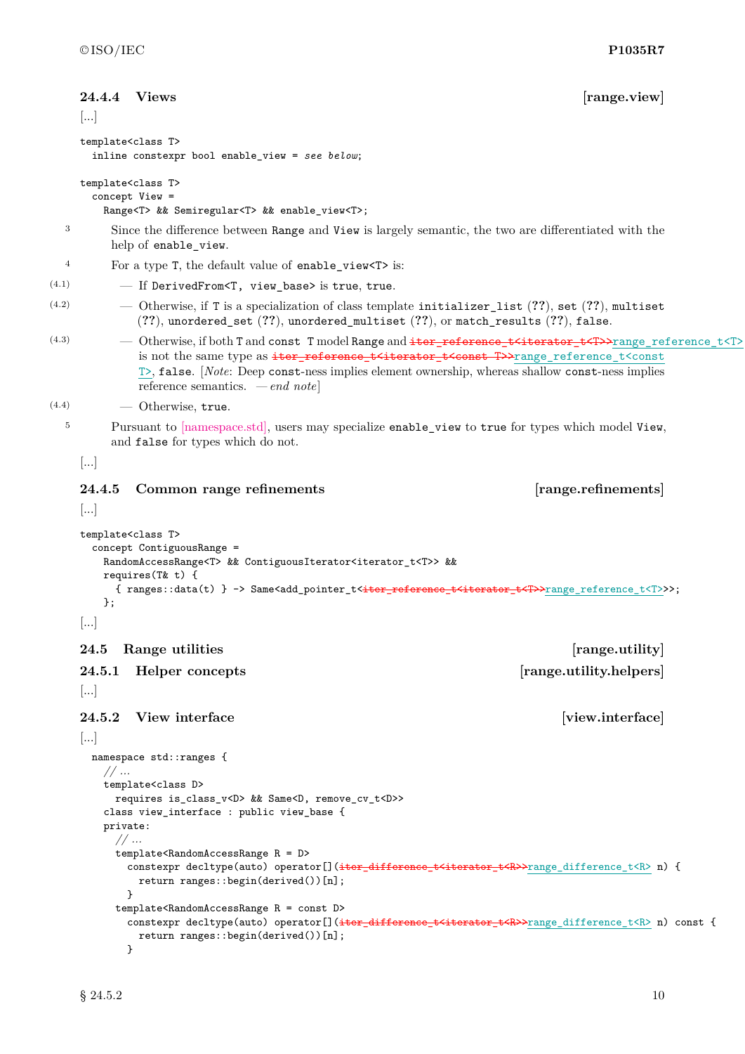### 24.4.4 Views [range.view]

[...]

```
template<class T>
  inline constexpr bool enable_view = see below;

template<class T>
  concept View =
    Range<T> && Semiregular<T> && enable_view<T>;
```

3 Since the difference between `Range` and `View` is largely semantic, the two are differentiated with the help of `enable_view`.

4 For a type `T`, the default value of `enable_view<T>` is:

- (4.1) — If `DerivedFrom<T, view_base>` is `true`, `true`.
- (4.2) — Otherwise, if `T` is a specialization of class template `initializer_list` (??), `set` (??), `multiset` (??), `unordered_set` (??), `unordered_multiset` (??), or `match_results` (??), `false`.
- (4.3) — Otherwise, if both `T` and `const T` model `Range` and ~~`iter_reference_t<iterator_t<T>>`~~`range_reference_t<T>` is not the same type as ~~`iter_reference_t<iterator_t<const T>>`~~`range_reference_t<const T>`, `false`. [*Note*: Deep `const`-ness implies element ownership, whereas shallow `const`-ness implies reference semantics. — *end note*]
- (4.4) — Otherwise, `true`.

5 Pursuant to [namespace.std], users may specialize `enable_view` to `true` for types which model `View`, and `false` for types which do not.

[...]

### 24.4.5 Common range refinements [range.refinements]

[...]

```
template<class T>
  concept ContiguousRange =
    RandomAccessRange<T> && ContiguousIterator<iterator_t<T>> &&
    requires(T& t) {
      { ranges::data(t) } -> Same<add_pointer_t<~~iter_reference_t<iterator_t<T>>~~range_reference_t<T>>>;
    };
```

[...]

## 24.5 Range utilities [range.utility]

### 24.5.1 Helper concepts [range.utility.helpers]

[...]

### 24.5.2 View interface [view.interface]

[...]

```
namespace std::ranges {
  // ...
  template<class D>
    requires is_class_v<D> && Same<D, remove_cv_t<D>>
  class view_interface : public view_base {
  private:
    // ...
    template<RandomAccessRange R = D>
      constexpr decltype(auto) operator[](~~iter_difference_t<iterator_t<R>>~~range_difference_t<R> n) {
        return ranges::begin(derived())[n];
      }
    template<RandomAccessRange R = const D>
      constexpr decltype(auto) operator[](~~iter_difference_t<iterator_t<R>>~~range_difference_t<R> n) const {
        return ranges::begin(derived())[n];
      }
```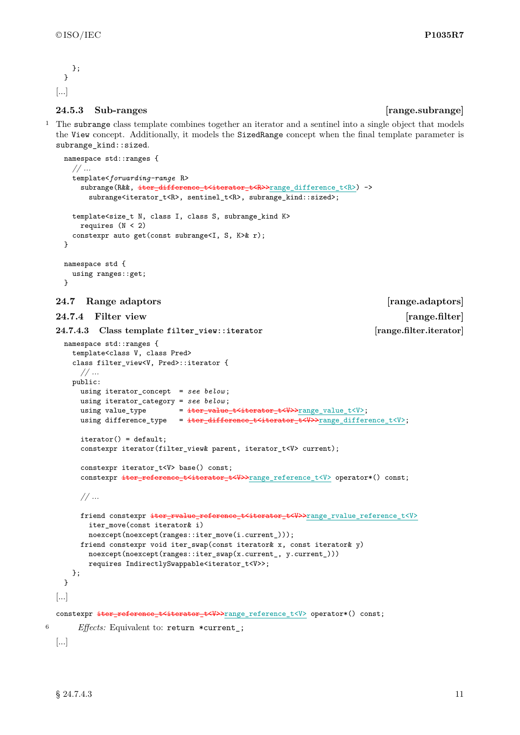```
    };
  }
```

[...]

### 24.5.3 Sub-ranges [range.subrange]

[1] The `subrange` class template combines together an iterator and a sentinel into a single object that models the `View` concept. Additionally, it models the `SizedRange` concept when the final template parameter is `subrange_kind::sized`.

```
namespace std::ranges {
  // ...
  template<forwarding-range R>
    subrange(R&&, iter_difference_t<iterator_t<R>>range_difference_t<R>) ->
      subrange<iterator_t<R>, sentinel_t<R>, subrange_kind::sized>;

  template<size_t N, class I, class S, subrange_kind K>
    requires (N < 2)
  constexpr auto get(const subrange<I, S, K>& r);
}

namespace std {
  using ranges::get;
}
```

## 24.7 Range adaptors [range.adaptors]

### 24.7.4 Filter view [range.filter]

#### 24.7.4.3 Class template `filter_view::iterator` [range.filter.iterator]

```
namespace std::ranges {
  template<class V, class Pred>
  class filter_view<V, Pred>::iterator {
    // ...
  public:
    using iterator_concept  = see below;
    using iterator_category = see below;
    using value_type        = iter_value_t<iterator_t<V>>range_value_t<V>;
    using difference_type   = iter_difference_t<iterator_t<V>>range_difference_t<V>;

    iterator() = default;
    constexpr iterator(filter_view& parent, iterator_t<V> current);

    constexpr iterator_t<V> base() const;
    constexpr iter_reference_t<iterator_t<V>>range_reference_t<V> operator*() const;

    // ...

    friend constexpr iter_rvalue_reference_t<iterator_t<V>>range_rvalue_reference_t<V>
      iter_move(const iterator& i)
      noexcept(noexcept(ranges::iter_move(i.current_)));
    friend constexpr void iter_swap(const iterator& x, const iterator& y)
      noexcept(noexcept(ranges::iter_swap(x.current_, y.current_)))
      requires IndirectlySwappable<iterator_t<V>>;
  };
}
```

[...]

```
constexpr iter_reference_t<iterator_t<V>>range_reference_t<V> operator*() const;
```

[6] *Effects:* Equivalent to: `return *current_;`

[...]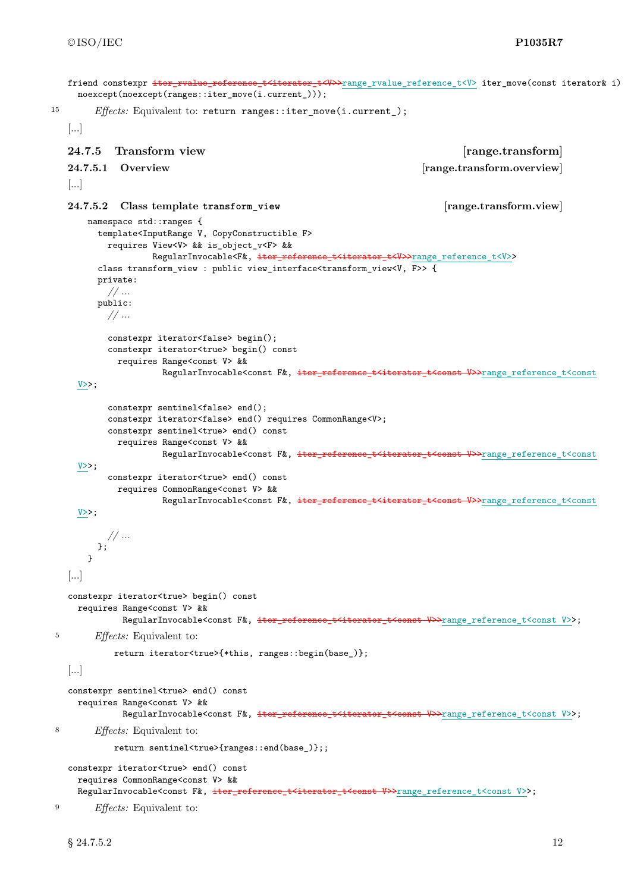```
friend constexpr iter_rvalue_reference_t<iterator_t<V>>range_rvalue_reference_t<V> iter_move(const iterator& i)
  noexcept(noexcept(ranges::iter_move(i.current_)));
```

15 *Effects:* Equivalent to: `return ranges::iter_move(i.current_);`

[...]

## 24.7.5 Transform view [range.transform]

### 24.7.5.1 Overview [range.transform.overview]

[...]

### 24.7.5.2 Class template transform_view [range.transform.view]

```
namespace std::ranges {
  template<InputRange V, CopyConstructible F>
    requires View<V> && is_object_v<F> &&
             RegularInvocable<F&, iter_reference_t<iterator_t<V>>range_reference_t<V>>
  class transform_view : public view_interface<transform_view<V, F>> {
  private:
    // ...
  public:
    // ...

    constexpr iterator<false> begin();
    constexpr iterator<true> begin() const
      requires Range<const V> &&
               RegularInvocable<const F&, iter_reference_t<iterator_t<const V>>range_reference_t<const V>>;

    constexpr sentinel<false> end();
    constexpr iterator<false> end() requires CommonRange<V>;
    constexpr sentinel<true> end() const
      requires Range<const V> &&
               RegularInvocable<const F&, iter_reference_t<iterator_t<const V>>range_reference_t<const V>>;
    constexpr iterator<true> end() const
      requires CommonRange<const V> &&
               RegularInvocable<const F&, iter_reference_t<iterator_t<const V>>range_reference_t<const V>>;

    // ...
  };
}
```

[...]

```
constexpr iterator<true> begin() const
  requires Range<const V> &&
           RegularInvocable<const F&, iter_reference_t<iterator_t<const V>>range_reference_t<const V>>;
```

5 *Effects:* Equivalent to:

```
return iterator<true>{*this, ranges::begin(base_)};
```

[...]

```
constexpr sentinel<true> end() const
  requires Range<const V> &&
           RegularInvocable<const F&, iter_reference_t<iterator_t<const V>>range_reference_t<const V>>;
```

8 *Effects:* Equivalent to:

```
return sentinel<true>{ranges::end(base_)};;
```

```
constexpr iterator<true> end() const
  requires CommonRange<const V> &&
  RegularInvocable<const F&, iter_reference_t<iterator_t<const V>>range_reference_t<const V>>;
```

9 *Effects:* Equivalent to: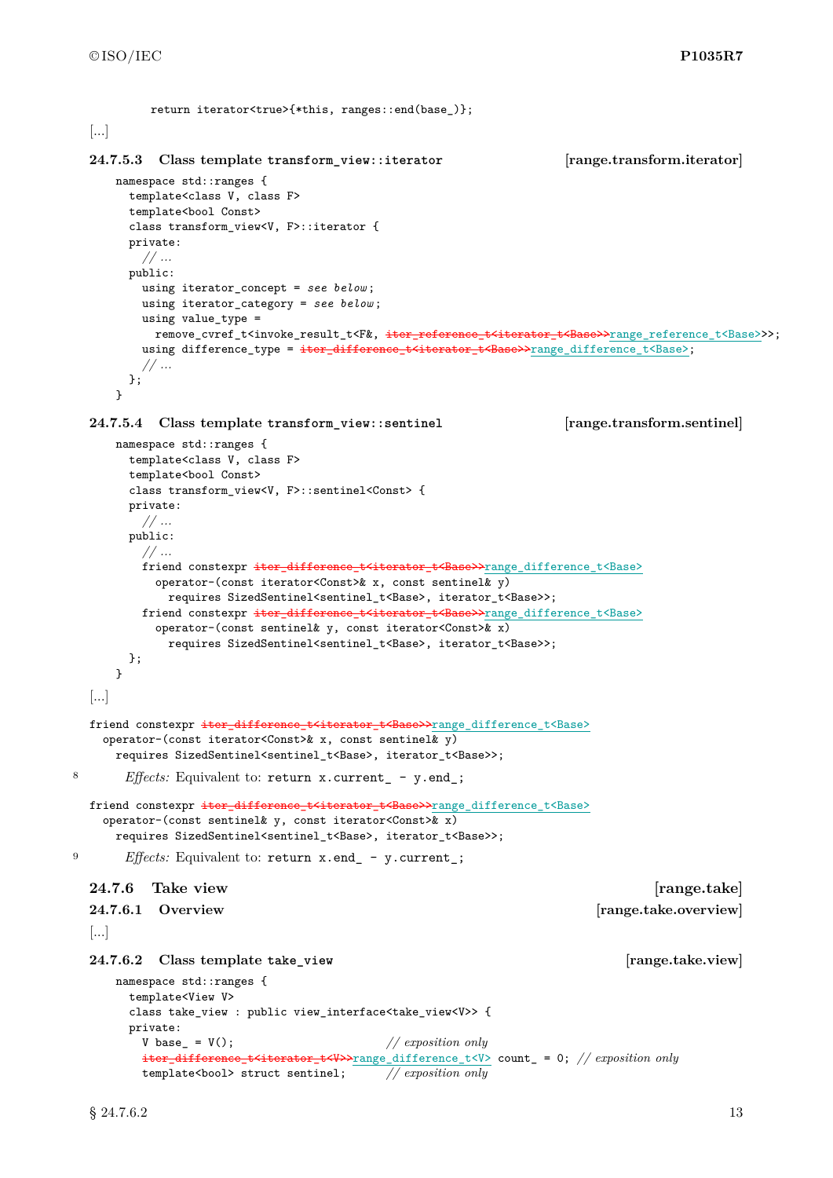```
      return iterator<true>{*this, ranges::end(base_)};
```

[...]

### 24.7.5.3 Class template transform_view::iterator [range.transform.iterator]

```
namespace std::ranges {
  template<class V, class F>
  template<bool Const>
  class transform_view<V, F>::iterator {
  private:
    // ...
  public:
    using iterator_concept = see below;
    using iterator_category = see below;
    using value_type =
      remove_cvref_t<invoke_result_t<F&, iter_reference_t<iterator_t<Base>>range_reference_t<Base>>>;
    using difference_type = iter_difference_t<iterator_t<Base>>range_difference_t<Base>;
    // ...
  };
}
```

### 24.7.5.4 Class template transform_view::sentinel [range.transform.sentinel]

```
namespace std::ranges {
  template<class V, class F>
  template<bool Const>
  class transform_view<V, F>::sentinel<Const> {
  private:
    // ...
  public:
    // ...
    friend constexpr iter_difference_t<iterator_t<Base>>range_difference_t<Base>
      operator-(const iterator<Const>& x, const sentinel& y)
        requires SizedSentinel<sentinel_t<Base>, iterator_t<Base>>;
    friend constexpr iter_difference_t<iterator_t<Base>>range_difference_t<Base>
      operator-(const sentinel& y, const iterator<Const>& x)
        requires SizedSentinel<sentinel_t<Base>, iterator_t<Base>>;
  };
}
```

[...]

```
friend constexpr iter_difference_t<iterator_t<Base>>range_difference_t<Base>
  operator-(const iterator<Const>& x, const sentinel& y)
    requires SizedSentinel<sentinel_t<Base>, iterator_t<Base>>;
```

8 *Effects:* Equivalent to: `return x.current_ - y.end_;`

```
friend constexpr iter_difference_t<iterator_t<Base>>range_difference_t<Base>
  operator-(const sentinel& y, const iterator<Const>& x)
    requires SizedSentinel<sentinel_t<Base>, iterator_t<Base>>;
```

9 *Effects:* Equivalent to: `return x.end_ - y.current_;`

## 24.7.6 Take view [range.take]

### 24.7.6.1 Overview [range.take.overview]

[...]

### 24.7.6.2 Class template take_view [range.take.view]

```
namespace std::ranges {
  template<View V>
  class take_view : public view_interface<take_view<V>> {
  private:
    V base_ = V();                          // exposition only
    iter_difference_t<iterator_t<V>>range_difference_t<V> count_ = 0; // exposition only
    template<bool> struct sentinel;         // exposition only
```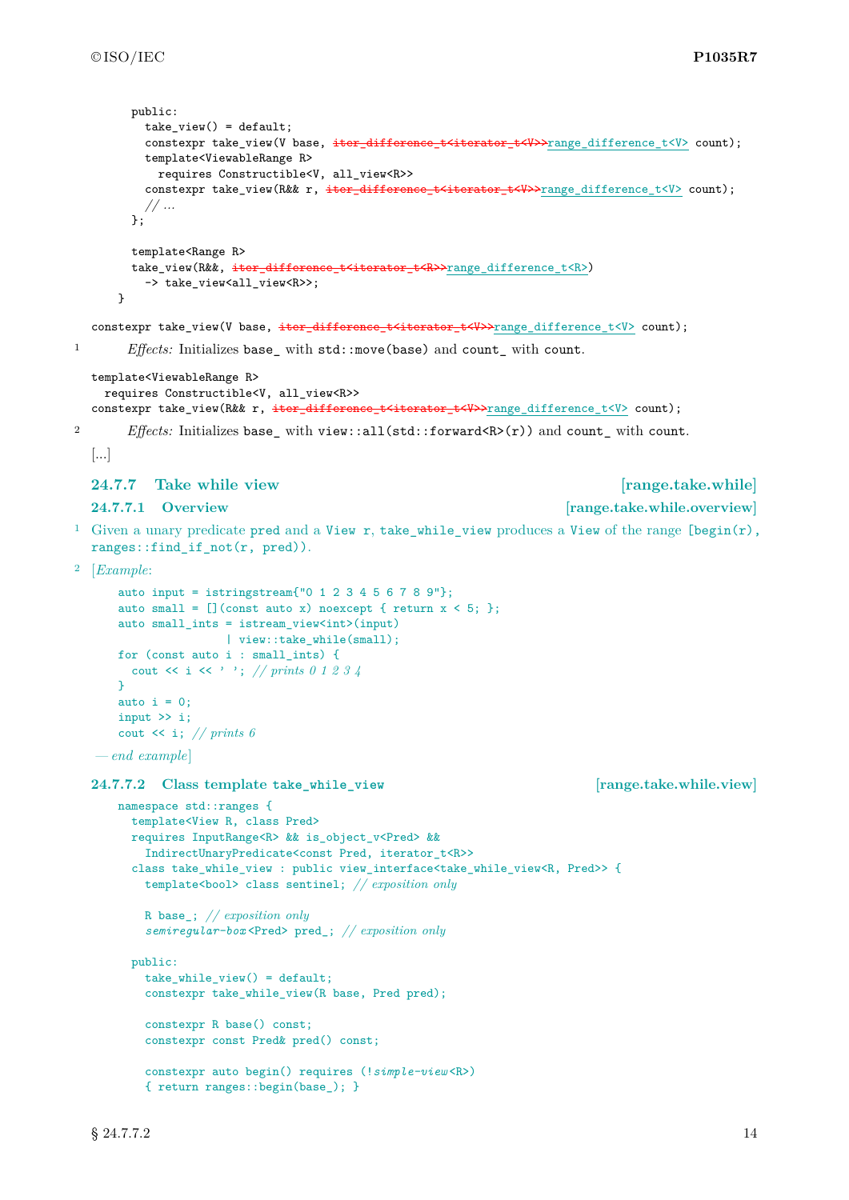```
  public:
    take_view() = default;
    constexpr take_view(V base, iter_difference_t<iterator_t<V>>range_difference_t<V> count);
    template<ViewableRange R>
      requires Constructible<V, all_view<R>>
    constexpr take_view(R&& r, iter_difference_t<iterator_t<V>>range_difference_t<V> count);
    // ...
  };

  template<Range R>
  take_view(R&&, iter_difference_t<iterator_t<R>>range_difference_t<R>)
    -> take_view<all_view<R>>;
}
```

```
constexpr take_view(V base, iter_difference_t<iterator_t<V>>range_difference_t<V> count);
```

1 *Effects:* Initializes `base_` with `std::move(base)` and `count_` with `count`.

```
template<ViewableRange R>
  requires Constructible<V, all_view<R>>
constexpr take_view(R&& r, iter_difference_t<iterator_t<V>>range_difference_t<V> count);
```

2 *Effects:* Initializes `base_` with `view::all(std::forward<R>(r))` and `count_` with `count`.

[...]

## 24.7.7 Take while view [range.take.while]

### 24.7.7.1 Overview [range.take.while.overview]

1 Given a unary predicate `pred` and a `View` `r`, `take_while_view` produces a `View` of the range `[begin(r), ranges::find_if_not(r, pred))`.

2 [*Example*:

```
auto input = istringstream{"0 1 2 3 4 5 6 7 8 9"};
auto small = [](const auto x) noexcept { return x < 5; };
auto small_ints = istream_view<int>(input)
                | view::take_while(small);
for (const auto i : small_ints) {
  cout << i << ' '; // prints 0 1 2 3 4
}
auto i = 0;
input >> i;
cout << i; // prints 6
```

— *end example*]

### 24.7.7.2 Class template `take_while_view` [range.take.while.view]

```
namespace std::ranges {
  template<View R, class Pred>
  requires InputRange<R> && is_object_v<Pred> &&
    IndirectUnaryPredicate<const Pred, iterator_t<R>>
  class take_while_view : public view_interface<take_while_view<R, Pred>> {
    template<bool> class sentinel; // exposition only

    R base_; // exposition only
    semiregular-box<Pred> pred_; // exposition only

  public:
    take_while_view() = default;
    constexpr take_while_view(R base, Pred pred);

    constexpr R base() const;
    constexpr const Pred& pred() const;

    constexpr auto begin() requires (!simple-view<R>)
    { return ranges::begin(base_); }
```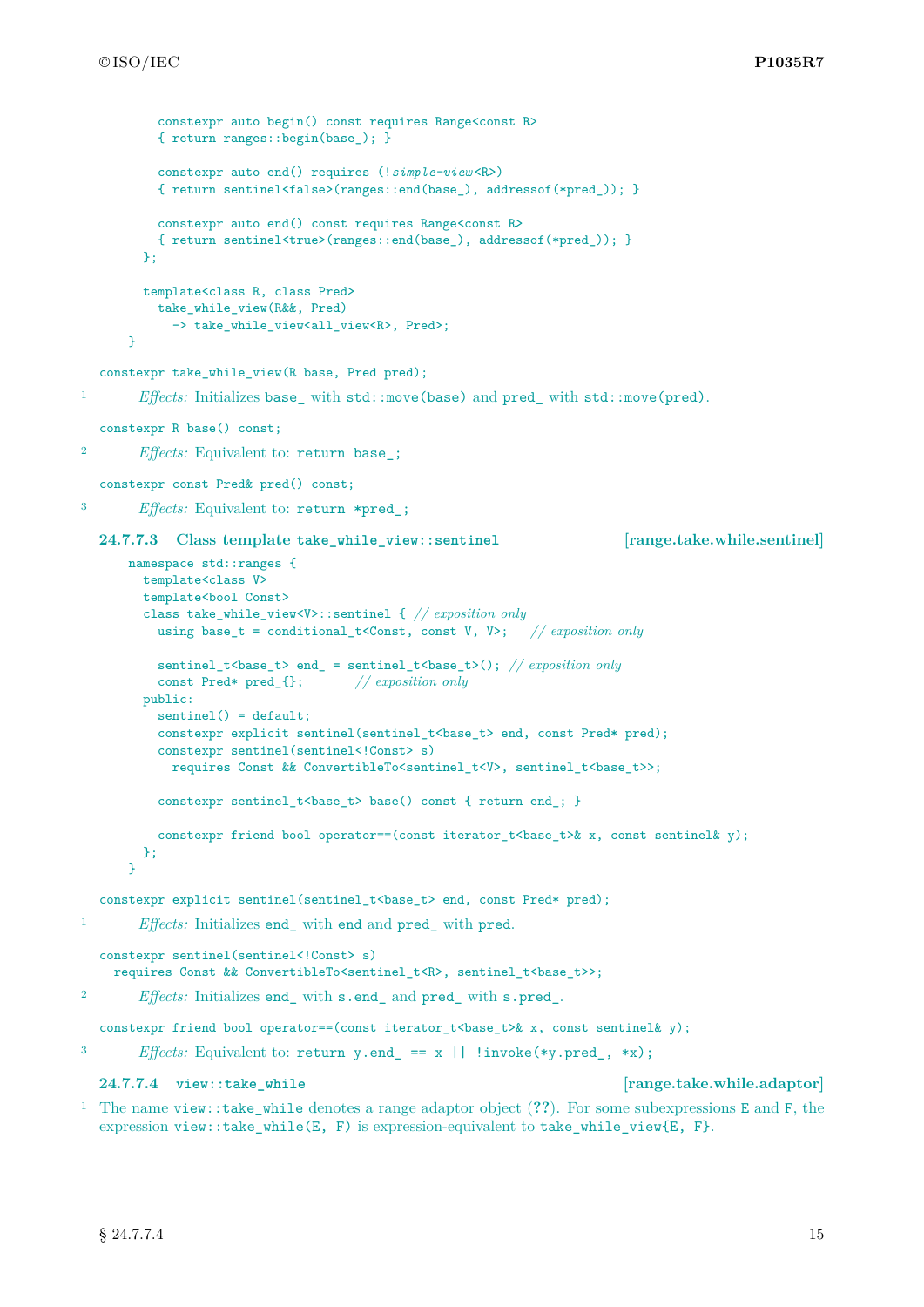```
    constexpr auto begin() const requires Range<const R>
    { return ranges::begin(base_); }

    constexpr auto end() requires (!simple-view<R>)
    { return sentinel<false>(ranges::end(base_), addressof(*pred_)); }

    constexpr auto end() const requires Range<const R>
    { return sentinel<true>(ranges::end(base_), addressof(*pred_)); }
  };

  template<class R, class Pred>
    take_while_view(R&&, Pred)
      -> take_while_view<all_view<R>, Pred>;
}
```

```
constexpr take_while_view(R base, Pred pred);
```

1 *Effects:* Initializes `base_` with `std::move(base)` and `pred_` with `std::move(pred)`.

```
constexpr R base() const;
```

2 *Effects:* Equivalent to: `return base_;`

```
constexpr const Pred& pred() const;
```

3 *Effects:* Equivalent to: `return *pred_;`

### 24.7.7.3 Class template `take_while_view::sentinel` [range.take.while.sentinel]

```
namespace std::ranges {
  template<class V>
  template<bool Const>
  class take_while_view<V>::sentinel { // exposition only
    using base_t = conditional_t<Const, const V, V>;   // exposition only

    sentinel_t<base_t> end_ = sentinel_t<base_t>(); // exposition only
    const Pred* pred_{};       // exposition only
  public:
    sentinel() = default;
    constexpr explicit sentinel(sentinel_t<base_t> end, const Pred* pred);
    constexpr sentinel(sentinel<!Const> s)
      requires Const && ConvertibleTo<sentinel_t<V>, sentinel_t<base_t>>;

    constexpr sentinel_t<base_t> base() const { return end_; }

    constexpr friend bool operator==(const iterator_t<base_t>& x, const sentinel& y);
  };
}
```

```
constexpr explicit sentinel(sentinel_t<base_t> end, const Pred* pred);
```

1 *Effects:* Initializes `end_` with `end` and `pred_` with `pred`.

```
constexpr sentinel(sentinel<!Const> s)
  requires Const && ConvertibleTo<sentinel_t<R>, sentinel_t<base_t>>;
```

2 *Effects:* Initializes `end_` with `s.end_` and `pred_` with `s.pred_`.

```
constexpr friend bool operator==(const iterator_t<base_t>& x, const sentinel& y);
```

3 *Effects:* Equivalent to: `return y.end_ == x || !invoke(*y.pred_, *x);`

### 24.7.7.4 `view::take_while` [range.take.while.adaptor]

1 The name `view::take_while` denotes a range adaptor object (**??**). For some subexpressions `E` and `F`, the expression `view::take_while(E, F)` is expression-equivalent to `take_while_view{E, F}`.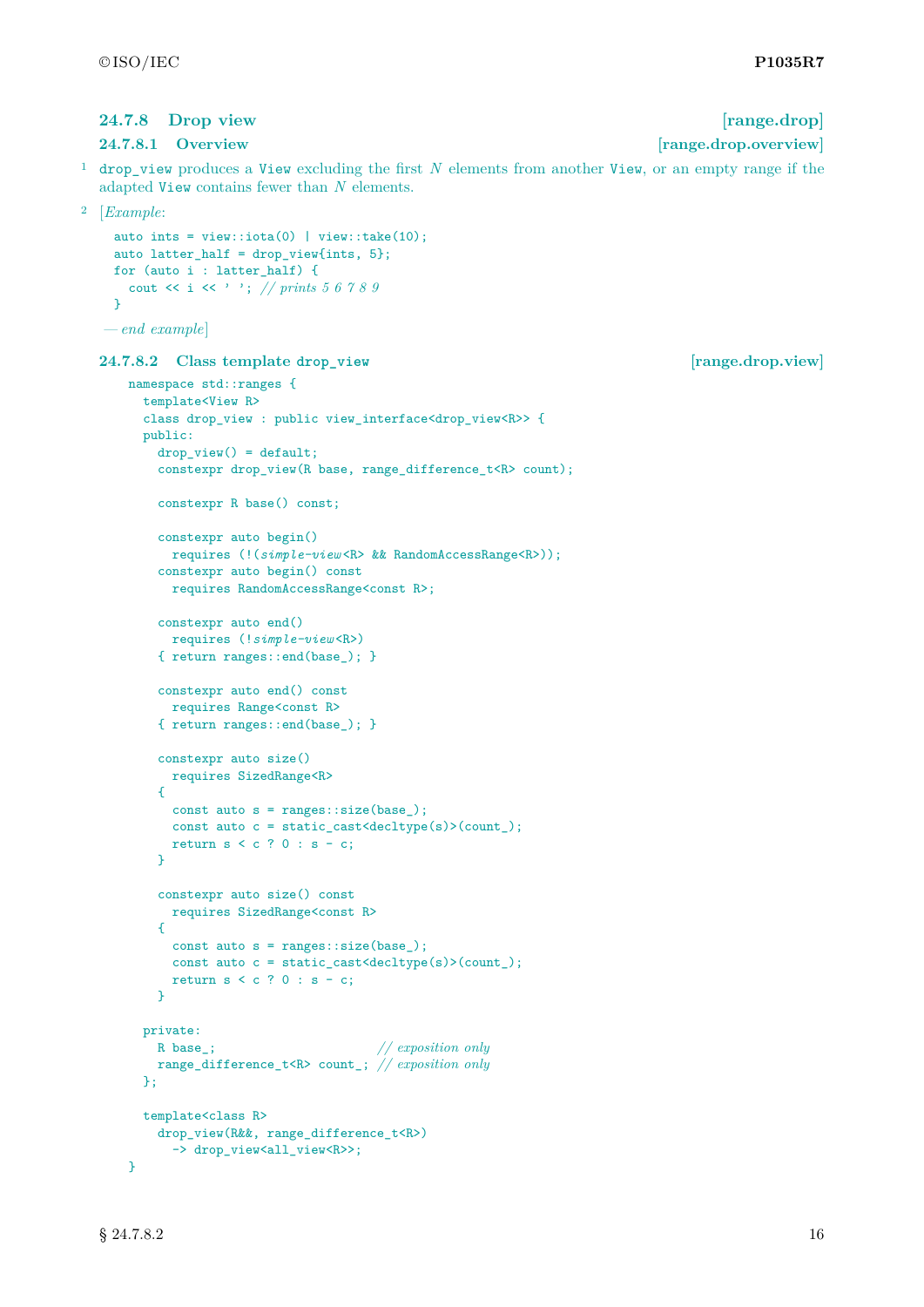### 24.7.8 Drop view [range.drop]

#### 24.7.8.1 Overview [range.drop.overview]

1 `drop_view` produces a `View` excluding the first $N$ elements from another `View`, or an empty range if the adapted `View` contains fewer than $N$ elements.

2 [*Example*:

```
auto ints = view::iota(0) | view::take(10);
auto latter_half = drop_view{ints, 5};
for (auto i : latter_half) {
  cout << i << ' '; // prints 5 6 7 8 9
}
```

— *end example*]

#### 24.7.8.2 Class template `drop_view` [range.drop.view]

```
namespace std::ranges {
  template<View R>
  class drop_view : public view_interface<drop_view<R>> {
  public:
    drop_view() = default;
    constexpr drop_view(R base, range_difference_t<R> count);

    constexpr R base() const;

    constexpr auto begin()
      requires (!(simple-view<R> && RandomAccessRange<R>));
    constexpr auto begin() const
      requires RandomAccessRange<const R>;

    constexpr auto end()
      requires (!simple-view<R>)
    { return ranges::end(base_); }

    constexpr auto end() const
      requires Range<const R>
    { return ranges::end(base_); }

    constexpr auto size()
      requires SizedRange<R>
    {
      const auto s = ranges::size(base_);
      const auto c = static_cast<decltype(s)>(count_);
      return s < c ? 0 : s - c;
    }

    constexpr auto size() const
      requires SizedRange<const R>
    {
      const auto s = ranges::size(base_);
      const auto c = static_cast<decltype(s)>(count_);
      return s < c ? 0 : s - c;
    }

  private:
    R base_;                        // exposition only
    range_difference_t<R> count_; // exposition only
  };

  template<class R>
    drop_view(R&&, range_difference_t<R>)
      -> drop_view<all_view<R>>;
}
```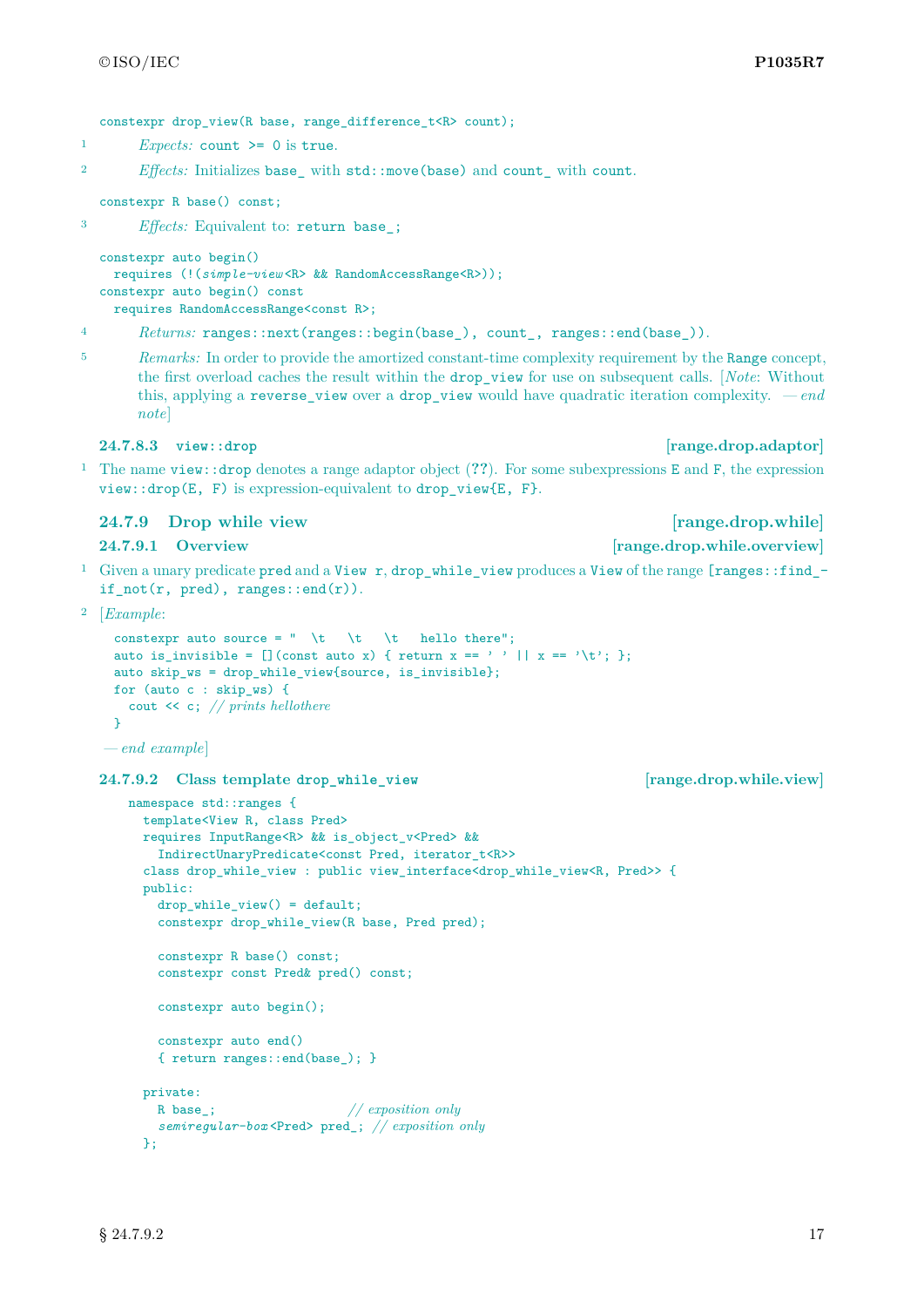```
constexpr drop_view(R base, range_difference_t<R> count);
```

1 *Expects:* `count >= 0` is `true`.

2 *Effects:* Initializes `base_` with `std::move(base)` and `count_` with `count`.

```
constexpr R base() const;
```

3 *Effects:* Equivalent to: `return base_;`

```
constexpr auto begin()
  requires (!(simple-view<R> && RandomAccessRange<R>));
constexpr auto begin() const
  requires RandomAccessRange<const R>;
```

4 *Returns:* `ranges::next(ranges::begin(base_), count_, ranges::end(base_))`.

5 *Remarks:* In order to provide the amortized constant-time complexity requirement by the `Range` concept, the first overload caches the result within the `drop_view` for use on subsequent calls. [*Note*: Without this, applying a `reverse_view` over a `drop_view` would have quadratic iteration complexity. — *end note*]

#### 24.7.8.3 `view::drop` [range.drop.adaptor]

1 The name `view::drop` denotes a range adaptor object (??). For some subexpressions `E` and `F`, the expression `view::drop(E, F)` is expression-equivalent to `drop_view{E, F}`.

### 24.7.9 Drop while view [range.drop.while]

#### 24.7.9.1 Overview [range.drop.while.overview]

1 Given a unary predicate `pred` and a `View r`, `drop_while_view` produces a `View` of the range `[ranges::find_if_not(r, pred), ranges::end(r))`.

2 [*Example*:

```
constexpr auto source = "  \t   \t   \t   hello there";
auto is_invisible = [](const auto x) { return x == ' ' || x == '\t'; };
auto skip_ws = drop_while_view{source, is_invisible};
for (auto c : skip_ws) {
  cout << c; // prints hellothere
}
```

— *end example*]

#### 24.7.9.2 Class template `drop_while_view` [range.drop.while.view]

```
namespace std::ranges {
  template<View R, class Pred>
  requires InputRange<R> && is_object_v<Pred> &&
    IndirectUnaryPredicate<const Pred, iterator_t<R>>
  class drop_while_view : public view_interface<drop_while_view<R, Pred>> {
  public:
    drop_while_view() = default;
    constexpr drop_while_view(R base, Pred pred);

    constexpr R base() const;
    constexpr const Pred& pred() const;

    constexpr auto begin();

    constexpr auto end()
    { return ranges::end(base_); }

  private:
    R base_;                    // exposition only
    semiregular-box<Pred> pred_; // exposition only
  };
```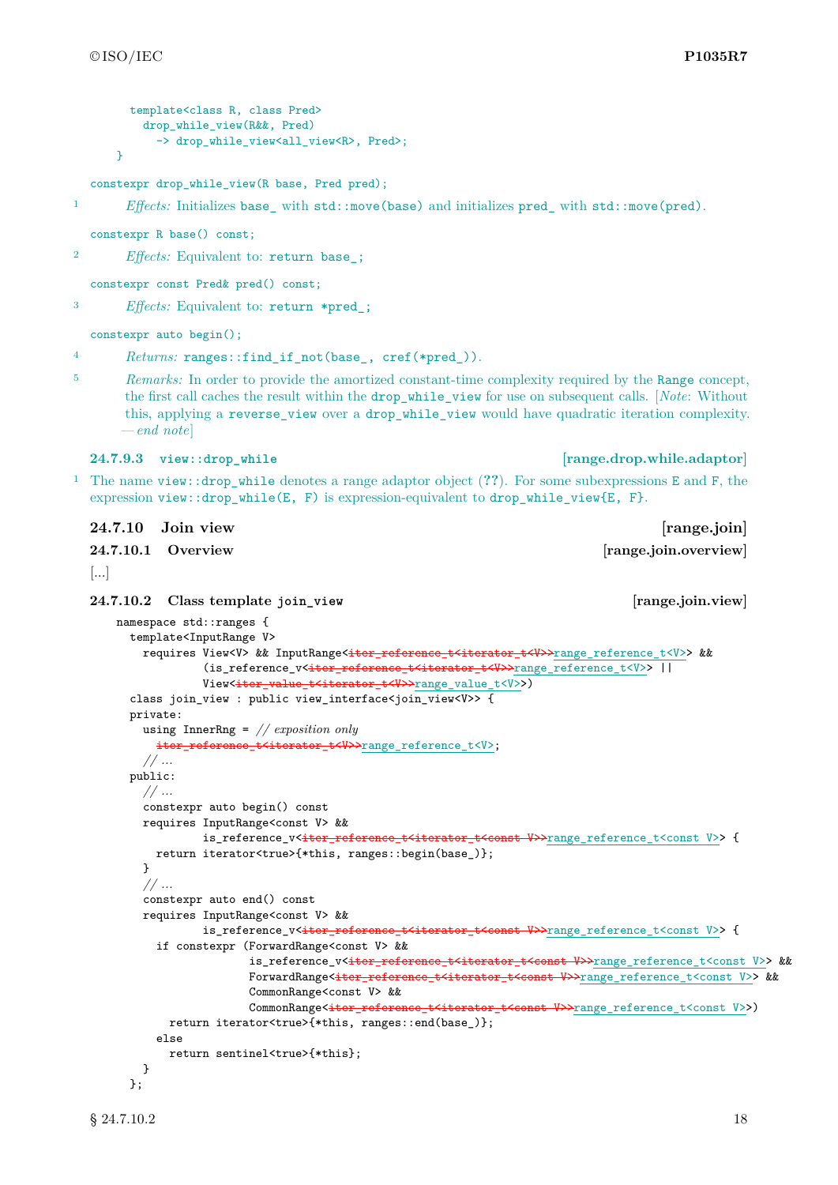```
    template<class R, class Pred>
      drop_while_view(R&&, Pred)
        -> drop_while_view<all_view<R>, Pred>;
  }
```

`constexpr drop_while_view(R base, Pred pred);`

1 *Effects:* Initializes `base_` with `std::move(base)` and initializes `pred_` with `std::move(pred)`.

`constexpr R base() const;`

2 *Effects:* Equivalent to: `return base_;`

`constexpr const Pred& pred() const;`

3 *Effects:* Equivalent to: `return *pred_;`

`constexpr auto begin();`

4 *Returns:* `ranges::find_if_not(base_, cref(*pred_))`.

5 *Remarks:* In order to provide the amortized constant-time complexity required by the `Range` concept, the first call caches the result within the `drop_while_view` for use on subsequent calls. [*Note*: Without this, applying a `reverse_view` over a `drop_while_view` would have quadratic iteration complexity. *— end note*]

### 24.7.9.3 `view::drop_while` [range.drop.while.adaptor]

1 The name `view::drop_while` denotes a range adaptor object (??). For some subexpressions `E` and `F`, the expression `view::drop_while(E, F)` is expression-equivalent to `drop_while_view{E, F}`.

## 24.7.10 Join view [range.join]

### 24.7.10.1 Overview [range.join.overview]

[...]

### 24.7.10.2 Class template `join_view` [range.join.view]

```
namespace std::ranges {
  template<InputRange V>
    requires View<V> && InputRange<iter_reference_t<iterator_t<V>>range_reference_t<V>> &&
             (is_reference_v<iter_reference_t<iterator_t<V>>range_reference_t<V>> ||
             View<iter_value_t<iterator_t<V>>range_value_t<V>>)
  class join_view : public view_interface<join_view<V>> {
  private:
    using InnerRng = // exposition only
      iter_reference_t<iterator_t<V>>range_reference_t<V>;
    // ...
  public:
    // ...
    constexpr auto begin() const
    requires InputRange<const V> &&
             is_reference_v<iter_reference_t<iterator_t<const V>>range_reference_t<const V>> {
      return iterator<true>{*this, ranges::begin(base_)};
    }
    // ...
    constexpr auto end() const
    requires InputRange<const V> &&
             is_reference_v<iter_reference_t<iterator_t<const V>>range_reference_t<const V>> {
      if constexpr (ForwardRange<const V> &&
                    is_reference_v<iter_reference_t<iterator_t<const V>>range_reference_t<const V>> &&
                    ForwardRange<iter_reference_t<iterator_t<const V>>range_reference_t<const V>> &&
                    CommonRange<const V> &&
                    CommonRange<iter_reference_t<iterator_t<const V>>range_reference_t<const V>>)
        return iterator<true>{*this, ranges::end(base_)};
      else
        return sentinel<true>{*this};
    }
  };
```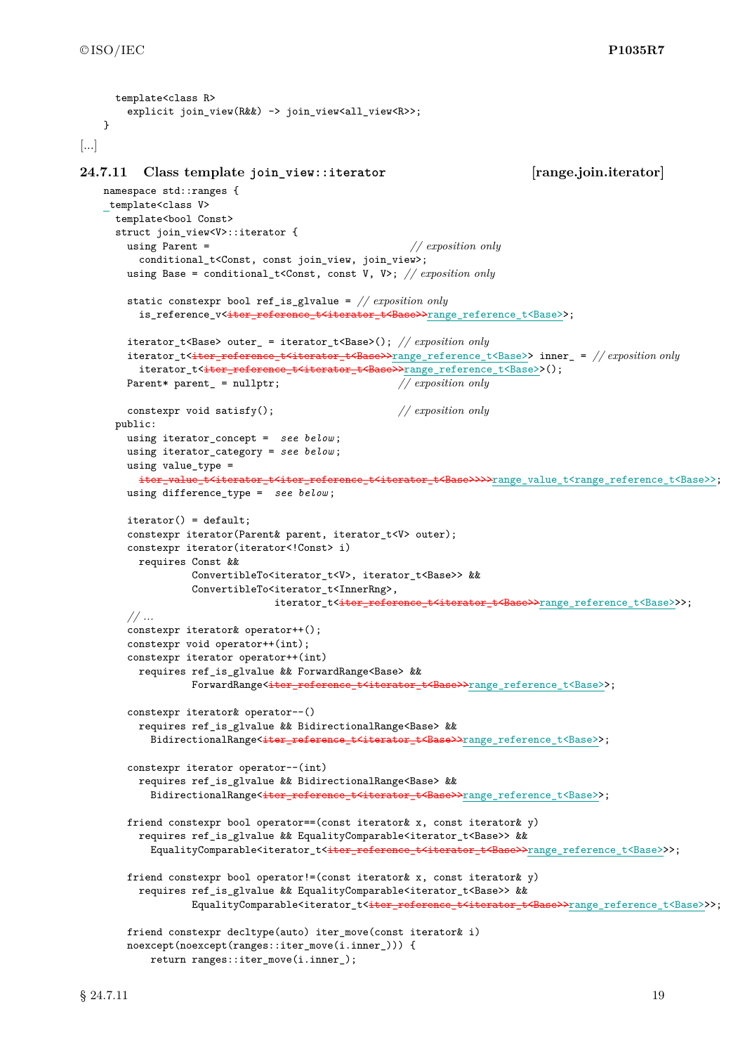```
    template<class R>
      explicit join_view(R&&) -> join_view<all_view<R>>;
  }
```

[...]

### 24.7.11 Class template join_view::iterator [range.join.iterator]

```
namespace std::ranges {
  template<class V>
  template<bool Const>
  struct join_view<V>::iterator {
    using Parent =                                      // exposition only
      conditional_t<Const, const join_view, join_view>;
    using Base = conditional_t<Const, const V, V>; // exposition only

    static constexpr bool ref_is_glvalue = // exposition only
      is_reference_v<iter_reference_t<iterator_t<Base>>range_reference_t<Base>>;

    iterator_t<Base> outer_ = iterator_t<Base>(); // exposition only
    iterator_t<iter_reference_t<iterator_t<Base>>range_reference_t<Base>> inner_ = // exposition only
      iterator_t<iter_reference_t<iterator_t<Base>>range_reference_t<Base>>();
    Parent* parent_ = nullptr;                     // exposition only

    constexpr void satisfy();                      // exposition only
  public:
    using iterator_concept =  see below;
    using iterator_category = see below;
    using value_type =
      iter_value_t<iterator_t<iter_reference_t<iterator_t<Base>>>>range_value_t<range_reference_t<Base>>;
    using difference_type =  see below;

    iterator() = default;
    constexpr iterator(Parent& parent, iterator_t<V> outer);
    constexpr iterator(iterator<!Const> i)
      requires Const &&
               ConvertibleTo<iterator_t<V>, iterator_t<Base>> &&
               ConvertibleTo<iterator_t<InnerRng>,
                             iterator_t<iter_reference_t<iterator_t<Base>>range_reference_t<Base>>>;
    // ...
    constexpr iterator& operator++();
    constexpr void operator++(int);
    constexpr iterator operator++(int)
      requires ref_is_glvalue && ForwardRange<Base> &&
               ForwardRange<iter_reference_t<iterator_t<Base>>range_reference_t<Base>>;

    constexpr iterator& operator--()
      requires ref_is_glvalue && BidirectionalRange<Base> &&
        BidirectionalRange<iter_reference_t<iterator_t<Base>>range_reference_t<Base>>;

    constexpr iterator operator--(int)
      requires ref_is_glvalue && BidirectionalRange<Base> &&
        BidirectionalRange<iter_reference_t<iterator_t<Base>>range_reference_t<Base>>;

    friend constexpr bool operator==(const iterator& x, const iterator& y)
      requires ref_is_glvalue && EqualityComparable<iterator_t<Base>> &&
        EqualityComparable<iterator_t<iter_reference_t<iterator_t<Base>>range_reference_t<Base>>>;

    friend constexpr bool operator!=(const iterator& x, const iterator& y)
      requires ref_is_glvalue && EqualityComparable<iterator_t<Base>> &&
               EqualityComparable<iterator_t<iter_reference_t<iterator_t<Base>>range_reference_t<Base>>>;

    friend constexpr decltype(auto) iter_move(const iterator& i)
    noexcept(noexcept(ranges::iter_move(i.inner_))) {
        return ranges::iter_move(i.inner_);
```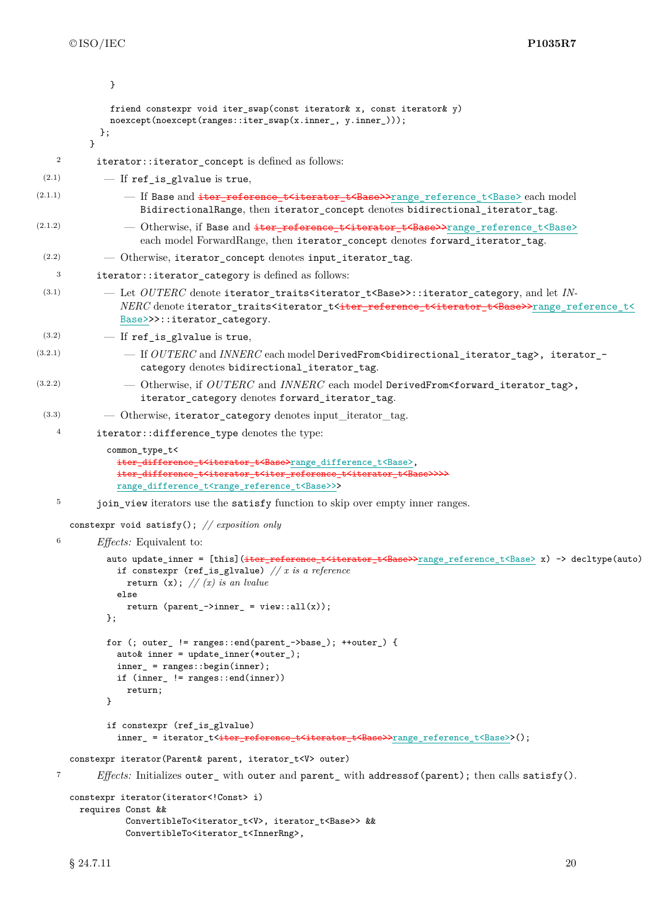```
    }

    friend constexpr void iter_swap(const iterator& x, const iterator& y)
    noexcept(noexcept(ranges::iter_swap(x.inner_, y.inner_)));
  };
}
```

2 `iterator::iterator_concept` is defined as follows:

- (2.1) — If `ref_is_glvalue` is `true`,
  - (2.1.1) — If `Base` and ~~`iter_reference_t<iterator_t<Base>>`~~`range_reference_t<Base>` each model `BidirectionalRange`, then `iterator_concept` denotes `bidirectional_iterator_tag`.
  - (2.1.2) — Otherwise, if `Base` and ~~`iter_reference_t<iterator_t<Base>>`~~`range_reference_t<Base>` each model `ForwardRange`, then `iterator_concept` denotes `forward_iterator_tag`.
- (2.2) — Otherwise, `iterator_concept` denotes `input_iterator_tag`.

3 `iterator::iterator_category` is defined as follows:

- (3.1) — Let *OUTERC* denote `iterator_traits<iterator_t<Base>>::iterator_category`, and let *INNERC* denote `iterator_traits<iterator_t<`~~`iter_reference_t<iterator_t<Base>>`~~`range_reference_t<Base>`>>::iterator_category`.
- (3.2) — If `ref_is_glvalue` is `true`,
  - (3.2.1) — If *OUTERC* and *INNERC* each model `DerivedFrom<bidirectional_iterator_tag>`, `iterator_category` denotes `bidirectional_iterator_tag`.
  - (3.2.2) — Otherwise, if *OUTERC* and *INNERC* each model `DerivedFrom<forward_iterator_tag>`, `iterator_category` denotes `forward_iterator_tag`.
- (3.3) — Otherwise, `iterator_category` denotes input_iterator_tag.

4 `iterator::difference_type` denotes the type:

```
common_type_t<
  ~~iter_difference_t<iterator_t<Base>>~~range_difference_t<Base>,
  ~~iter_difference_t<iterator_t<iter_reference_t<iterator_t<Base>>>>~~
  range_difference_t<range_reference_t<Base>>>
```

5 `join_view` iterators use the `satisfy` function to skip over empty inner ranges.

```
constexpr void satisfy(); // exposition only
```

6 *Effects:* Equivalent to:

```
auto update_inner = [this](~~iter_reference_t<iterator_t<Base>>~~range_reference_t<Base> x) -> decltype(auto)
  if constexpr (ref_is_glvalue) // x is a reference
    return (x); // (x) is an lvalue
  else
    return (parent_->inner_ = view::all(x));
};

for (; outer_ != ranges::end(parent_->base_); ++outer_) {
  auto& inner = update_inner(*outer_);
  inner_ = ranges::begin(inner);
  if (inner_ != ranges::end(inner))
    return;
}

if constexpr (ref_is_glvalue)
  inner_ = iterator_t<~~iter_reference_t<iterator_t<Base>>~~range_reference_t<Base>>();
```

```
constexpr iterator(Parent& parent, iterator_t<V> outer)
```

7 *Effects:* Initializes `outer_` with `outer` and `parent_` with `addressof(parent)`; then calls `satisfy()`.

```
constexpr iterator(iterator<!Const> i)
  requires Const &&
           ConvertibleTo<iterator_t<V>, iterator_t<Base>> &&
           ConvertibleTo<iterator_t<InnerRng>,
```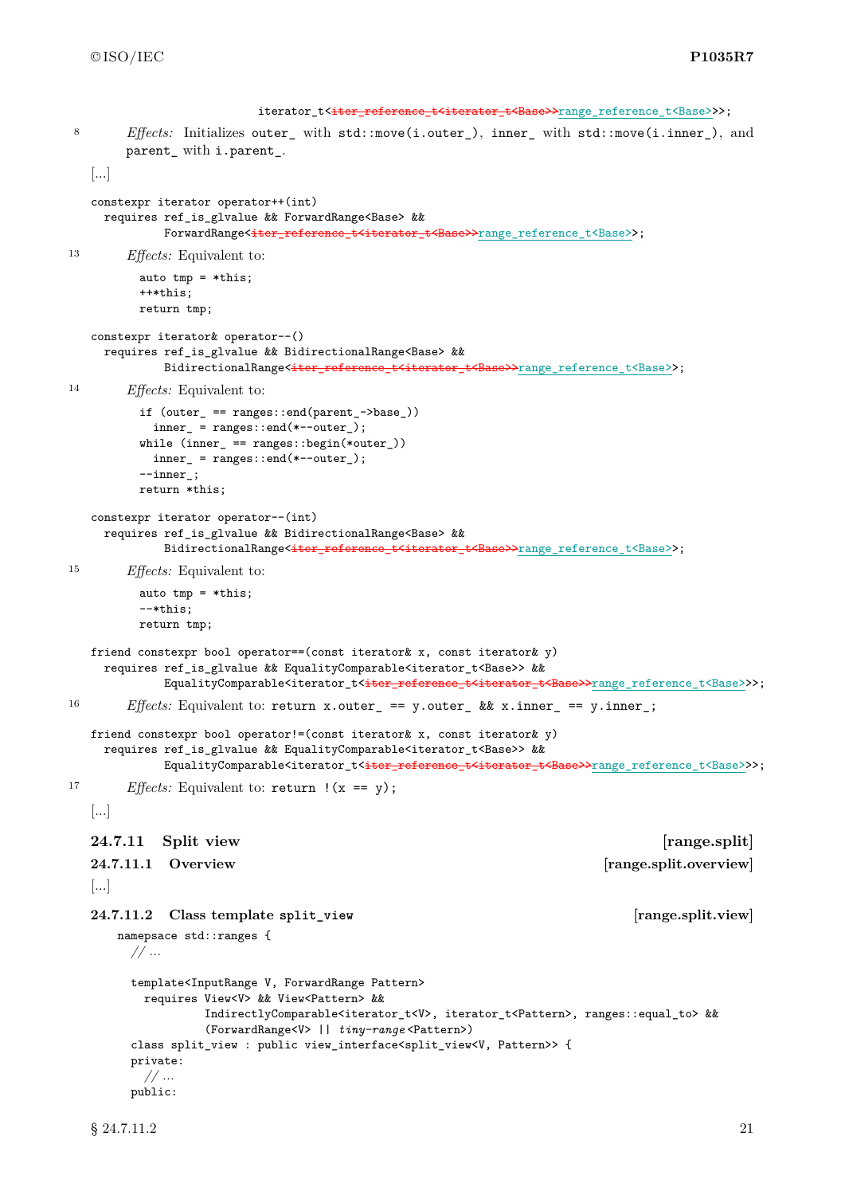```
                         iterator_t<iter_reference_t<iterator_t<Base>>range_reference_t<Base>>>;
```

8 *Effects:* Initializes `outer_` with `std::move(i.outer_)`, `inner_` with `std::move(i.inner_)`, and `parent_` with `i.parent_`.

[...]

```
constexpr iterator operator++(int)
  requires ref_is_glvalue && ForwardRange<Base> &&
           ForwardRange<iter_reference_t<iterator_t<Base>>range_reference_t<Base>>;
```

13 *Effects:* Equivalent to:

```
auto tmp = *this;
++*this;
return tmp;
```

```
constexpr iterator& operator--()
  requires ref_is_glvalue && BidirectionalRange<Base> &&
           BidirectionalRange<iter_reference_t<iterator_t<Base>>range_reference_t<Base>>;
```

14 *Effects:* Equivalent to:

```
if (outer_ == ranges::end(parent_->base_))
  inner_ = ranges::end(*--outer_);
while (inner_ == ranges::begin(*outer_))
  inner_ = ranges::end(*--outer_);
--inner_;
return *this;
```

```
constexpr iterator operator--(int)
  requires ref_is_glvalue && BidirectionalRange<Base> &&
           BidirectionalRange<iter_reference_t<iterator_t<Base>>range_reference_t<Base>>;
```

15 *Effects:* Equivalent to:

```
auto tmp = *this;
--*this;
return tmp;
```

```
friend constexpr bool operator==(const iterator& x, const iterator& y)
  requires ref_is_glvalue && EqualityComparable<iterator_t<Base>> &&
           EqualityComparable<iterator_t<iter_reference_t<iterator_t<Base>>range_reference_t<Base>>>;
```

16 *Effects:* Equivalent to: `return x.outer_ == y.outer_ && x.inner_ == y.inner_;`

```
friend constexpr bool operator!=(const iterator& x, const iterator& y)
  requires ref_is_glvalue && EqualityComparable<iterator_t<Base>> &&
           EqualityComparable<iterator_t<iter_reference_t<iterator_t<Base>>range_reference_t<Base>>>;
```

17 *Effects:* Equivalent to: `return !(x == y);`

[...]

### 24.7.11 Split view [range.split]

#### 24.7.11.1 Overview [range.split.overview]

[...]

#### 24.7.11.2 Class template `split_view` [range.split.view]

```
namespace std::ranges {
  // ...

  template<InputRange V, ForwardRange Pattern>
    requires View<V> && View<Pattern> &&
             IndirectlyComparable<iterator_t<V>, iterator_t<Pattern>, ranges::equal_to> &&
             (ForwardRange<V> || tiny-range<Pattern>)
  class split_view : public view_interface<split_view<V, Pattern>> {
  private:
    // ...
  public:
```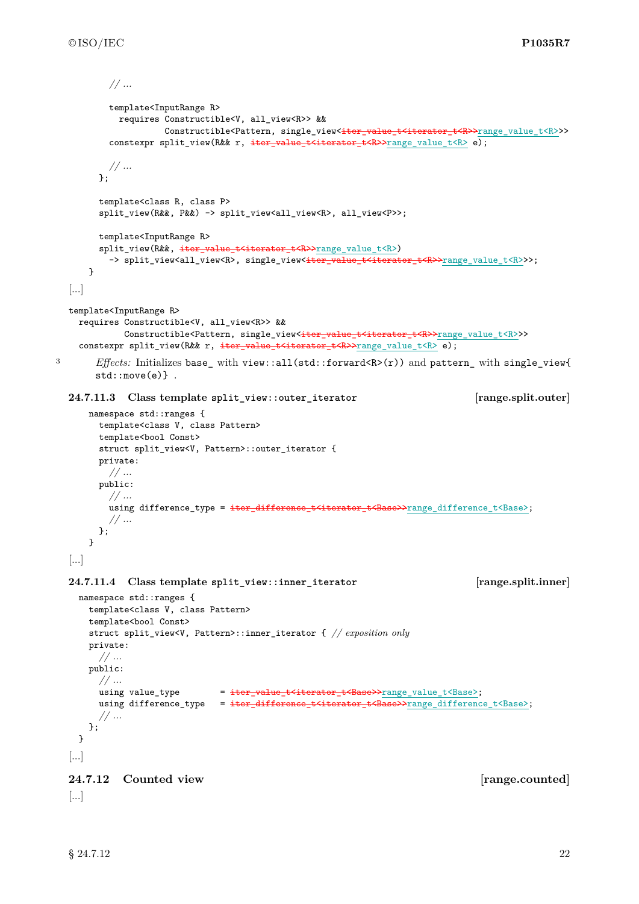```
    // ...

    template<InputRange R>
      requires Constructible<V, all_view<R>> &&
               Constructible<Pattern, single_view<iter_value_t<iterator_t<R>>range_value_t<R>>>
    constexpr split_view(R&& r, iter_value_t<iterator_t<R>>range_value_t<R> e);

    // ...
  };

  template<class R, class P>
  split_view(R&&, P&&) -> split_view<all_view<R>, all_view<P>>;

  template<InputRange R>
  split_view(R&&, iter_value_t<iterator_t<R>>range_value_t<R>)
    -> split_view<all_view<R>, single_view<iter_value_t<iterator_t<R>>range_value_t<R>>>;
}
```

[...]

```
template<InputRange R>
  requires Constructible<V, all_view<R>> &&
           Constructible<Pattern, single_view<iter_value_t<iterator_t<R>>range_value_t<R>>>
  constexpr split_view(R&& r, iter_value_t<iterator_t<R>>range_value_t<R> e);
```

3 *Effects:* Initializes `base_` with `view::all(std::forward<R>(r))` and `pattern_` with `single_view{ std::move(e)}` .

### 24.7.11.3 Class template split_view::outer_iterator [range.split.outer]

```
namespace std::ranges {
  template<class V, class Pattern>
  template<bool Const>
  struct split_view<V, Pattern>::outer_iterator {
  private:
    // ...
  public:
    // ...
    using difference_type = iter_difference_t<iterator_t<Base>>range_difference_t<Base>;
    // ...
  };
}
```

[...]

### 24.7.11.4 Class template split_view::inner_iterator [range.split.inner]

```
namespace std::ranges {
  template<class V, class Pattern>
  template<bool Const>
  struct split_view<V, Pattern>::inner_iterator { // exposition only
  private:
    // ...
  public:
    // ...
    using value_type        = iter_value_t<iterator_t<Base>>range_value_t<Base>;
    using difference_type   = iter_difference_t<iterator_t<Base>>range_difference_t<Base>;
    // ...
  };
}
```

[...]

### 24.7.12 Counted view [range.counted]

[...]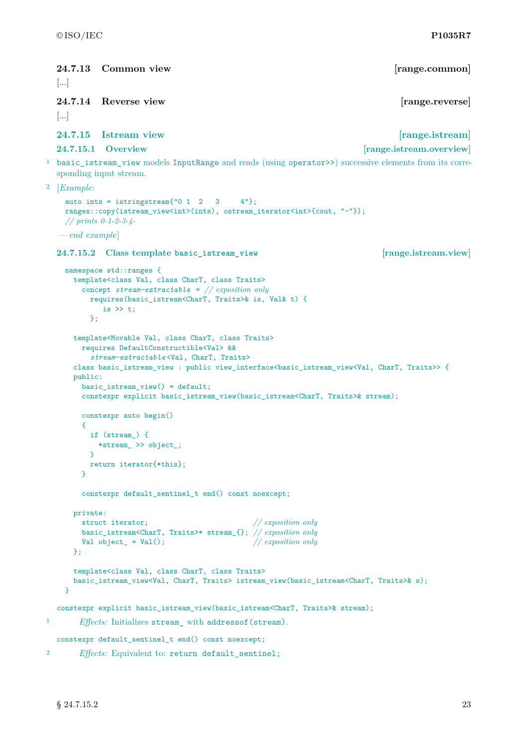### 24.7.13 Common view [range.common]

[...]

### 24.7.14 Reverse view [range.reverse]

[...]

### 24.7.15 Istream view [range.istream]

#### 24.7.15.1 Overview [range.istream.overview]

1 `basic_istream_view` models `InputRange` and reads (using `operator>>`) successive elements from its corresponding input stream.

2 [*Example*:

```
auto ints = istringstream{"0 1  2   3     4"};
ranges::copy(istream_view<int>(ints), ostream_iterator<int>{cout, "-"});
// prints 0-1-2-3-4-
```

— *end example*]

#### 24.7.15.2 Class template `basic_istream_view` [range.istream.view]

```
namespace std::ranges {
  template<class Val, class CharT, class Traits>
    concept stream-extractable = // exposition only
      requires(basic_istream<CharT, Traits>& is, Val& t) {
         is >> t;
      };

  template<Movable Val, class CharT, class Traits>
    requires DefaultConstructible<Val> &&
      stream-extractable<Val, CharT, Traits>
  class basic_istream_view : public view_interface<basic_istream_view<Val, CharT, Traits>> {
  public:
    basic_istream_view() = default;
    constexpr explicit basic_istream_view(basic_istream<CharT, Traits>& stream);

    constexpr auto begin()
    {
      if (stream_) {
        *stream_ >> object_;
      }
      return iterator{*this};
    }

    constexpr default_sentinel_t end() const noexcept;

  private:
    struct iterator;                          // exposition only
    basic_istream<CharT, Traits>* stream_{}; // exposition only
    Val object_ = Val();                      // exposition only
  };

  template<class Val, class CharT, class Traits>
  basic_istream_view<Val, CharT, Traits> istream_view(basic_istream<CharT, Traits>& s);
}
```

`constexpr explicit basic_istream_view(basic_istream<CharT, Traits>& stream);`

1 *Effects:* Initializes `stream_` with `addressof(stream)`.

`constexpr default_sentinel_t end() const noexcept;`

2 *Effects:* Equivalent to: `return default_sentinel;`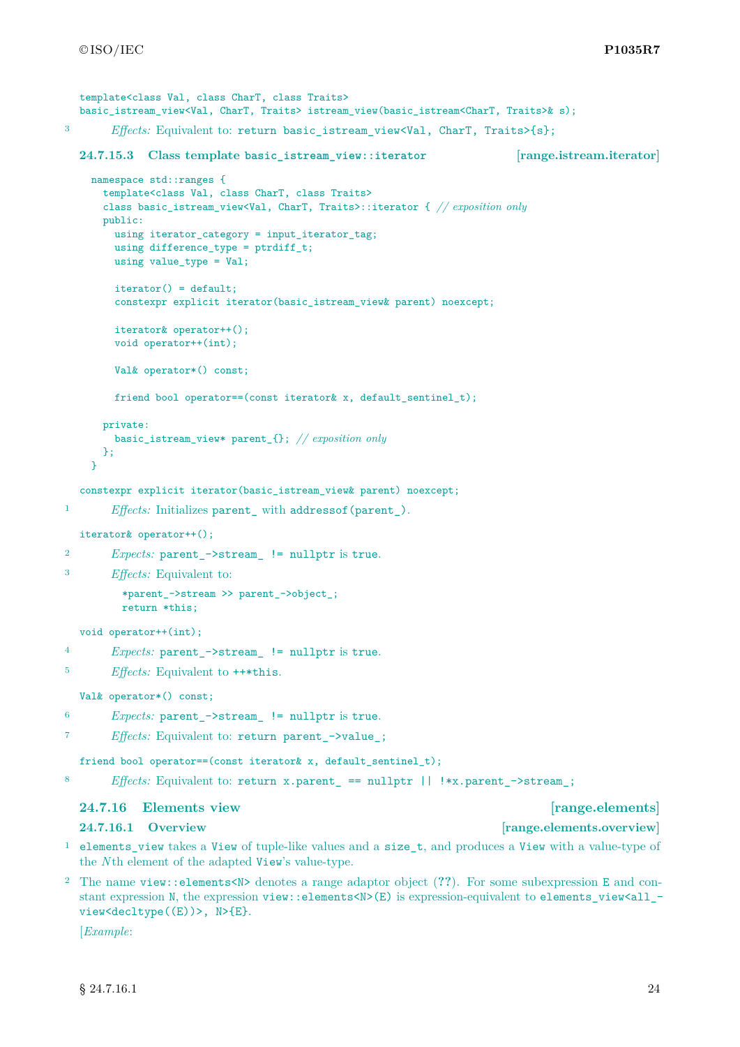```
template<class Val, class CharT, class Traits>
basic_istream_view<Val, CharT, Traits> istream_view(basic_istream<CharT, Traits>& s);
```

3 *Effects:* Equivalent to: `return basic_istream_view<Val, CharT, Traits>{s};`

### 24.7.15.3 Class template `basic_istream_view::iterator` [range.istream.iterator]

```
namespace std::ranges {
  template<class Val, class CharT, class Traits>
  class basic_istream_view<Val, CharT, Traits>::iterator { // exposition only
  public:
    using iterator_category = input_iterator_tag;
    using difference_type = ptrdiff_t;
    using value_type = Val;

    iterator() = default;
    constexpr explicit iterator(basic_istream_view& parent) noexcept;

    iterator& operator++();
    void operator++(int);

    Val& operator*() const;

    friend bool operator==(const iterator& x, default_sentinel_t);

  private:
    basic_istream_view* parent_{}; // exposition only
  };
}
```

```
constexpr explicit iterator(basic_istream_view& parent) noexcept;
```

1 *Effects:* Initializes `parent_` with `addressof(parent_)`.

```
iterator& operator++();
```

2 *Expects:* `parent_->stream_ != nullptr` is `true`.

3 *Effects:* Equivalent to:

```
*parent_->stream >> parent_->object_;
return *this;
```

```
void operator++(int);
```

4 *Expects:* `parent_->stream_ != nullptr` is `true`.

5 *Effects:* Equivalent to `++*this`.

```
Val& operator*() const;
```

6 *Expects:* `parent_->stream_ != nullptr` is `true`.

7 *Effects:* Equivalent to: `return parent_->value_;`

```
friend bool operator==(const iterator& x, default_sentinel_t);
```

8 *Effects:* Equivalent to: `return x.parent_ == nullptr || !*x.parent_->stream_;`

### 24.7.16 Elements view [range.elements]

#### 24.7.16.1 Overview [range.elements.overview]

1 `elements_view` takes a `View` of tuple-like values and a `size_t`, and produces a `View` with a value-type of the *N*th element of the adapted `View`'s value-type.

2 The name `view::elements<N>` denotes a range adaptor object (??). For some subexpression `E` and constant expression `N`, the expression `view::elements<N>(E)` is expression-equivalent to `elements_view<all_view<decltype((E))>, N>{E}`.

[*Example*: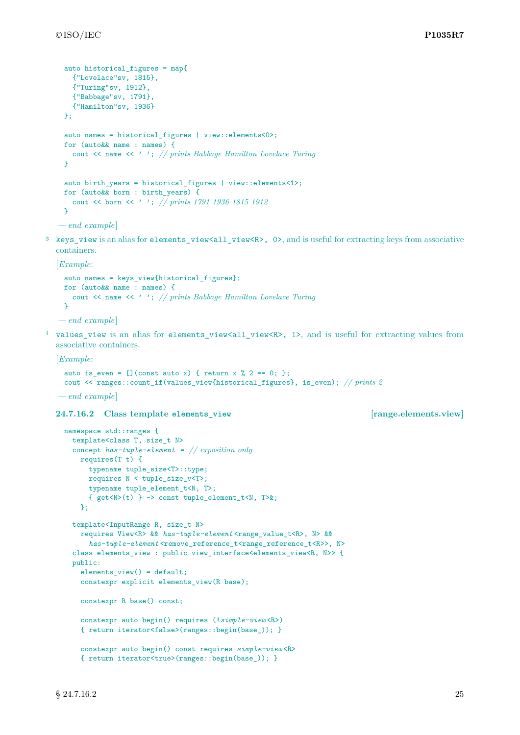```
auto historical_figures = map{
  {"Lovelace"sv, 1815},
  {"Turing"sv, 1912},
  {"Babbage"sv, 1791},
  {"Hamilton"sv, 1936}
};

auto names = historical_figures | view::elements<0>;
for (auto&& name : names) {
  cout << name << ' '; // prints Babbage Hamilton Lovelace Turing
}

auto birth_years = historical_figures | view::elements<1>;
for (auto&& born : birth_years) {
  cout << born << ' '; // prints 1791 1936 1815 1912
}
```

— *end example*]

3 `keys_view` is an alias for `elements_view<all_view<R>, 0>`, and is useful for extracting keys from associative containers.

[*Example*:

```
auto names = keys_view{historical_figures};
for (auto&& name : names) {
  cout << name << ' '; // prints Babbage Hamilton Lovelace Turing
}
```

— *end example*]

4 `values_view` is an alias for `elements_view<all_view<R>, 1>`, and is useful for extracting values from associative containers.

[*Example*:

```
auto is_even = [](const auto x) { return x % 2 == 0; };
cout << ranges::count_if(values_view{historical_figures}, is_even); // prints 2
```

— *end example*]

### 24.7.16.2 Class template `elements_view` [range.elements.view]

```
namespace std::ranges {
  template<class T, size_t N>
  concept has-tuple-element = // exposition only
    requires(T t) {
      typename tuple_size<T>::type;
      requires N < tuple_size_v<T>;
      typename tuple_element_t<N, T>;
      { get<N>(t) } -> const tuple_element_t<N, T>&;
    };

  template<InputRange R, size_t N>
    requires View<R> && has-tuple-element<range_value_t<R>, N> &&
      has-tuple-element<remove_reference_t<range_reference_t<R>>, N>
  class elements_view : public view_interface<elements_view<R, N>> {
  public:
    elements_view() = default;
    constexpr explicit elements_view(R base);

    constexpr R base() const;

    constexpr auto begin() requires (!simple-view<R>)
    { return iterator<false>(ranges::begin(base_)); }

    constexpr auto begin() const requires simple-view<R>
    { return iterator<true>(ranges::begin(base_)); }
```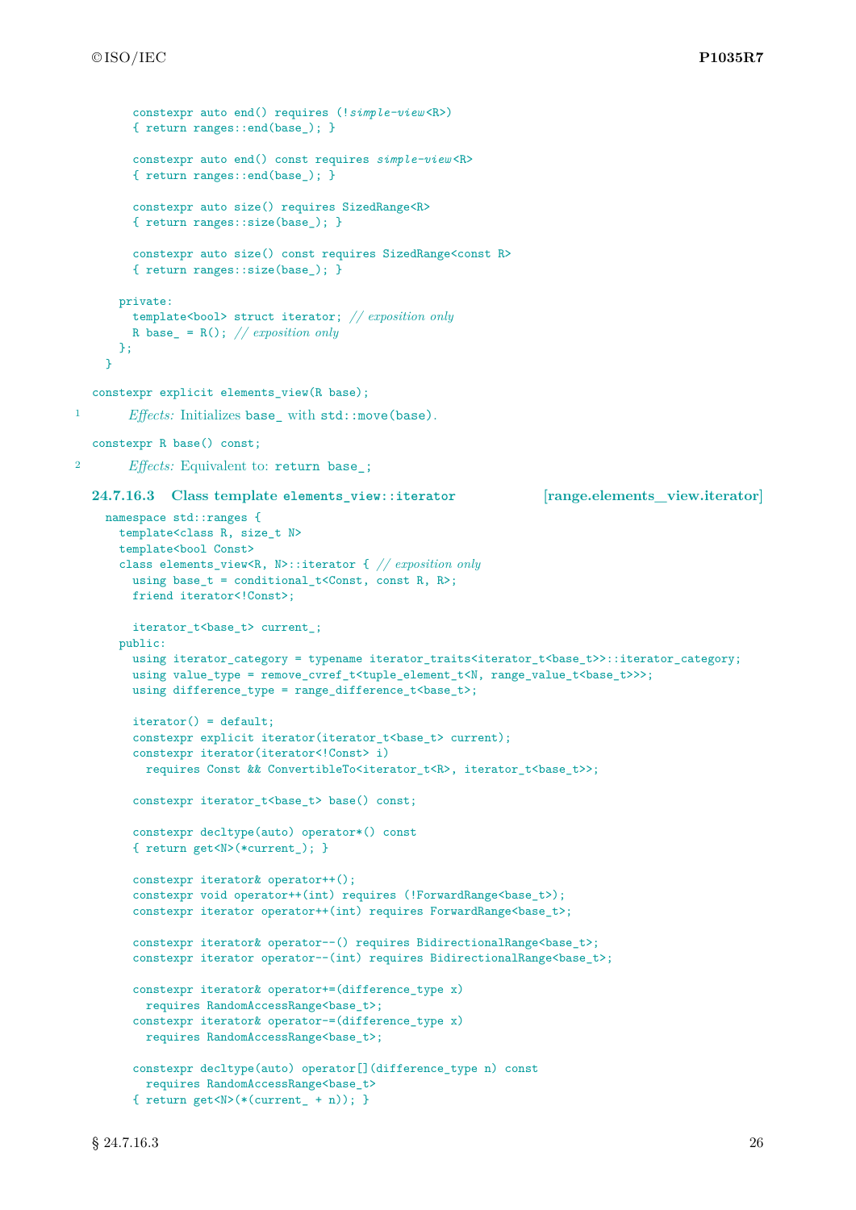```
    constexpr auto end() requires (!simple-view<R>)
    { return ranges::end(base_); }

    constexpr auto end() const requires simple-view<R>
    { return ranges::end(base_); }

    constexpr auto size() requires SizedRange<R>
    { return ranges::size(base_); }

    constexpr auto size() const requires SizedRange<const R>
    { return ranges::size(base_); }

  private:
    template<bool> struct iterator; // exposition only
    R base_ = R(); // exposition only
  };
}
```

```
constexpr explicit elements_view(R base);
```

1 *Effects:* Initializes `base_` with `std::move(base)`.

```
constexpr R base() const;
```

2 *Effects:* Equivalent to: `return base_;`

### 24.7.16.3 Class template `elements_view::iterator` [range.elements_view.iterator]

```
namespace std::ranges {
  template<class R, size_t N>
  template<bool Const>
  class elements_view<R, N>::iterator { // exposition only
    using base_t = conditional_t<Const, const R, R>;
    friend iterator<!Const>;

    iterator_t<base_t> current_;
  public:
    using iterator_category = typename iterator_traits<iterator_t<base_t>>::iterator_category;
    using value_type = remove_cvref_t<tuple_element_t<N, range_value_t<base_t>>>;
    using difference_type = range_difference_t<base_t>;

    iterator() = default;
    constexpr explicit iterator(iterator_t<base_t> current);
    constexpr iterator(iterator<!Const> i)
      requires Const && ConvertibleTo<iterator_t<R>, iterator_t<base_t>>;

    constexpr iterator_t<base_t> base() const;

    constexpr decltype(auto) operator*() const
    { return get<N>(*current_); }

    constexpr iterator& operator++();
    constexpr void operator++(int) requires (!ForwardRange<base_t>);
    constexpr iterator operator++(int) requires ForwardRange<base_t>;

    constexpr iterator& operator--() requires BidirectionalRange<base_t>;
    constexpr iterator operator--(int) requires BidirectionalRange<base_t>;

    constexpr iterator& operator+=(difference_type x)
      requires RandomAccessRange<base_t>;
    constexpr iterator& operator-=(difference_type x)
      requires RandomAccessRange<base_t>;

    constexpr decltype(auto) operator[](difference_type n) const
      requires RandomAccessRange<base_t>
    { return get<N>(*(current_ + n)); }
```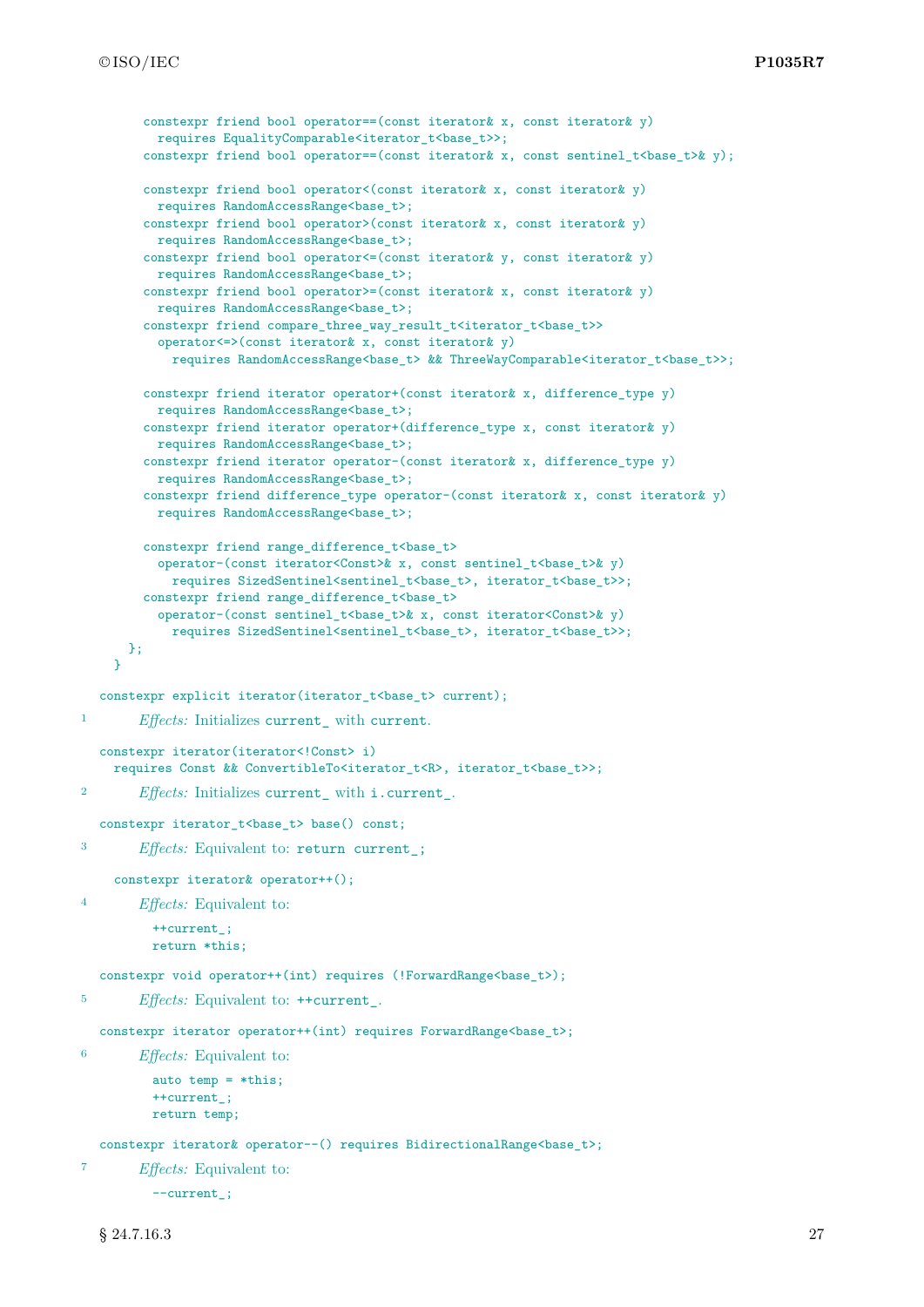```
      constexpr friend bool operator==(const iterator& x, const iterator& y)
        requires EqualityComparable<iterator_t<base_t>>;
      constexpr friend bool operator==(const iterator& x, const sentinel_t<base_t>& y);

      constexpr friend bool operator<(const iterator& x, const iterator& y)
        requires RandomAccessRange<base_t>;
      constexpr friend bool operator>(const iterator& x, const iterator& y)
        requires RandomAccessRange<base_t>;
      constexpr friend bool operator<=(const iterator& y, const iterator& y)
        requires RandomAccessRange<base_t>;
      constexpr friend bool operator>=(const iterator& x, const iterator& y)
        requires RandomAccessRange<base_t>;
      constexpr friend compare_three_way_result_t<iterator_t<base_t>>
        operator<=>(const iterator& x, const iterator& y)
          requires RandomAccessRange<base_t> && ThreeWayComparable<iterator_t<base_t>>;

      constexpr friend iterator operator+(const iterator& x, difference_type y)
        requires RandomAccessRange<base_t>;
      constexpr friend iterator operator+(difference_type x, const iterator& y)
        requires RandomAccessRange<base_t>;
      constexpr friend iterator operator-(const iterator& x, difference_type y)
        requires RandomAccessRange<base_t>;
      constexpr friend difference_type operator-(const iterator& x, const iterator& y)
        requires RandomAccessRange<base_t>;

      constexpr friend range_difference_t<base_t>
        operator-(const iterator<Const>& x, const sentinel_t<base_t>& y)
          requires SizedSentinel<sentinel_t<base_t>, iterator_t<base_t>>;
      constexpr friend range_difference_t<base_t>
        operator-(const sentinel_t<base_t>& x, const iterator<Const>& y)
          requires SizedSentinel<sentinel_t<base_t>, iterator_t<base_t>>;
    };
  }
```

```
constexpr explicit iterator(iterator_t<base_t> current);
```

1 *Effects:* Initializes `current_` with `current`.

```
constexpr iterator(iterator<!Const> i)
  requires Const && ConvertibleTo<iterator_t<R>, iterator_t<base_t>>;
```

2 *Effects:* Initializes `current_` with `i.current_`.

```
constexpr iterator_t<base_t> base() const;
```

3 *Effects:* Equivalent to: `return current_;`

```
constexpr iterator& operator++();
```

4 *Effects:* Equivalent to:

```
++current_;
return *this;
```

```
constexpr void operator++(int) requires (!ForwardRange<base_t>);
```

5 *Effects:* Equivalent to: `++current_`.

```
constexpr iterator operator++(int) requires ForwardRange<base_t>;
```

6 *Effects:* Equivalent to:

```
auto temp = *this;
++current_;
return temp;
```

```
constexpr iterator& operator--() requires BidirectionalRange<base_t>;
```

7 *Effects:* Equivalent to:

```
--current_;
```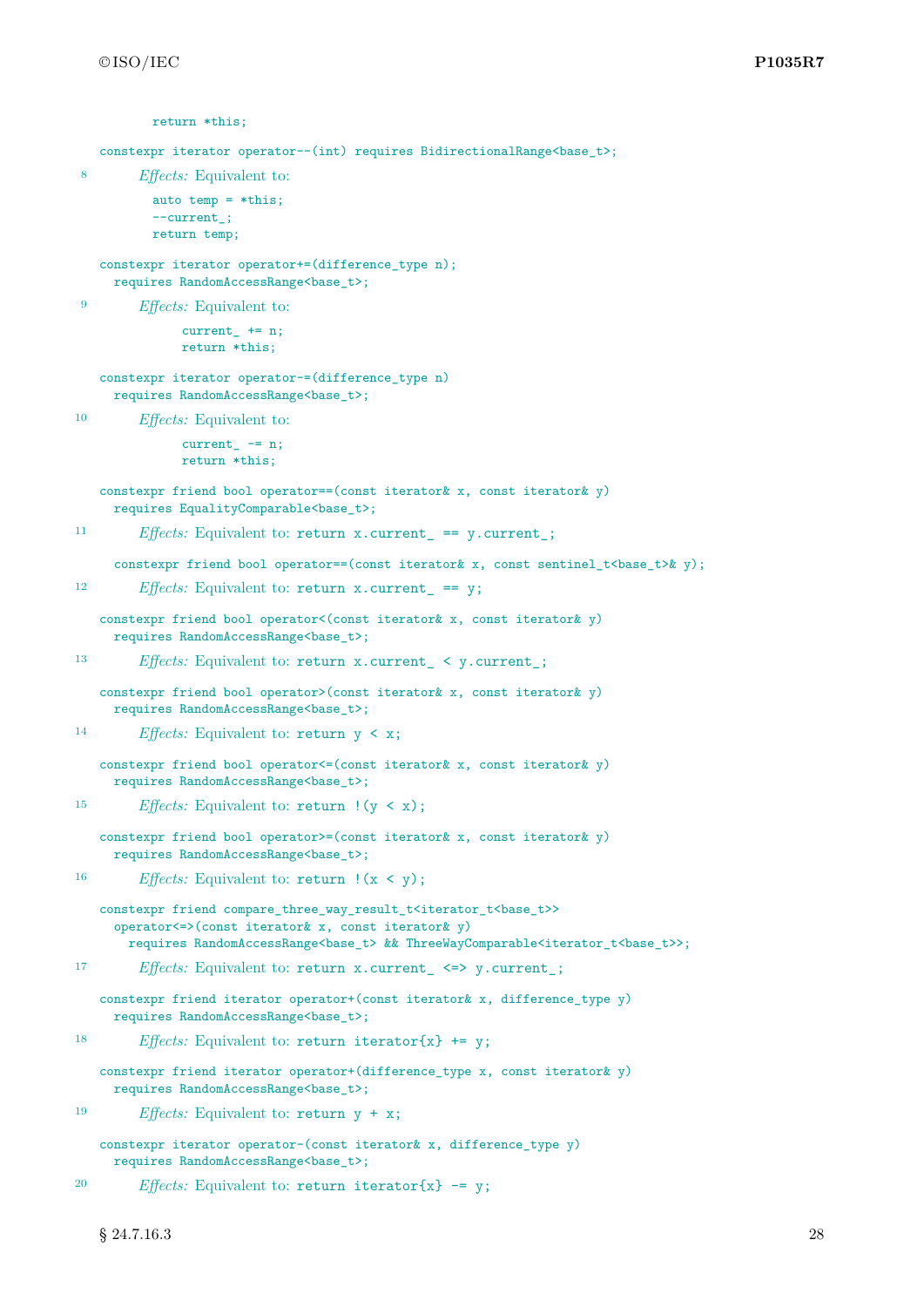```
    return *this;
```

```
constexpr iterator operator--(int) requires BidirectionalRange<base_t>;
```

8 *Effects:* Equivalent to:

```
auto temp = *this;
--current_;
return temp;
```

```
constexpr iterator operator+=(difference_type n);
  requires RandomAccessRange<base_t>;
```

9 *Effects:* Equivalent to:

```
    current_ += n;
    return *this;
```

```
constexpr iterator operator-=(difference_type n)
  requires RandomAccessRange<base_t>;
```

10 *Effects:* Equivalent to:

```
    current_ -= n;
    return *this;
```

```
constexpr friend bool operator==(const iterator& x, const iterator& y)
  requires EqualityComparable<base_t>;
```

11 *Effects:* Equivalent to: `return x.current_ == y.current_;`

```
constexpr friend bool operator==(const iterator& x, const sentinel_t<base_t>& y);
```

12 *Effects:* Equivalent to: `return x.current_ == y;`

```
constexpr friend bool operator<(const iterator& x, const iterator& y)
  requires RandomAccessRange<base_t>;
```

13 *Effects:* Equivalent to: `return x.current_ < y.current_;`

```
constexpr friend bool operator>(const iterator& x, const iterator& y)
  requires RandomAccessRange<base_t>;
```

14 *Effects:* Equivalent to: `return y < x;`

```
constexpr friend bool operator<=(const iterator& x, const iterator& y)
  requires RandomAccessRange<base_t>;
```

15 *Effects:* Equivalent to: `return !(y < x);`

```
constexpr friend bool operator>=(const iterator& x, const iterator& y)
  requires RandomAccessRange<base_t>;
```

16 *Effects:* Equivalent to: `return !(x < y);`

```
constexpr friend compare_three_way_result_t<iterator_t<base_t>>
  operator<=>(const iterator& x, const iterator& y)
    requires RandomAccessRange<base_t> && ThreeWayComparable<iterator_t<base_t>>;
```

17 *Effects:* Equivalent to: `return x.current_ <=> y.current_;`

```
constexpr friend iterator operator+(const iterator& x, difference_type y)
  requires RandomAccessRange<base_t>;
```

18 *Effects:* Equivalent to: `return iterator{x} += y;`

```
constexpr friend iterator operator+(difference_type x, const iterator& y)
  requires RandomAccessRange<base_t>;
```

19 *Effects:* Equivalent to: `return y + x;`

```
constexpr iterator operator-(const iterator& x, difference_type y)
  requires RandomAccessRange<base_t>;
```

20 *Effects:* Equivalent to: `return iterator{x} -= y;`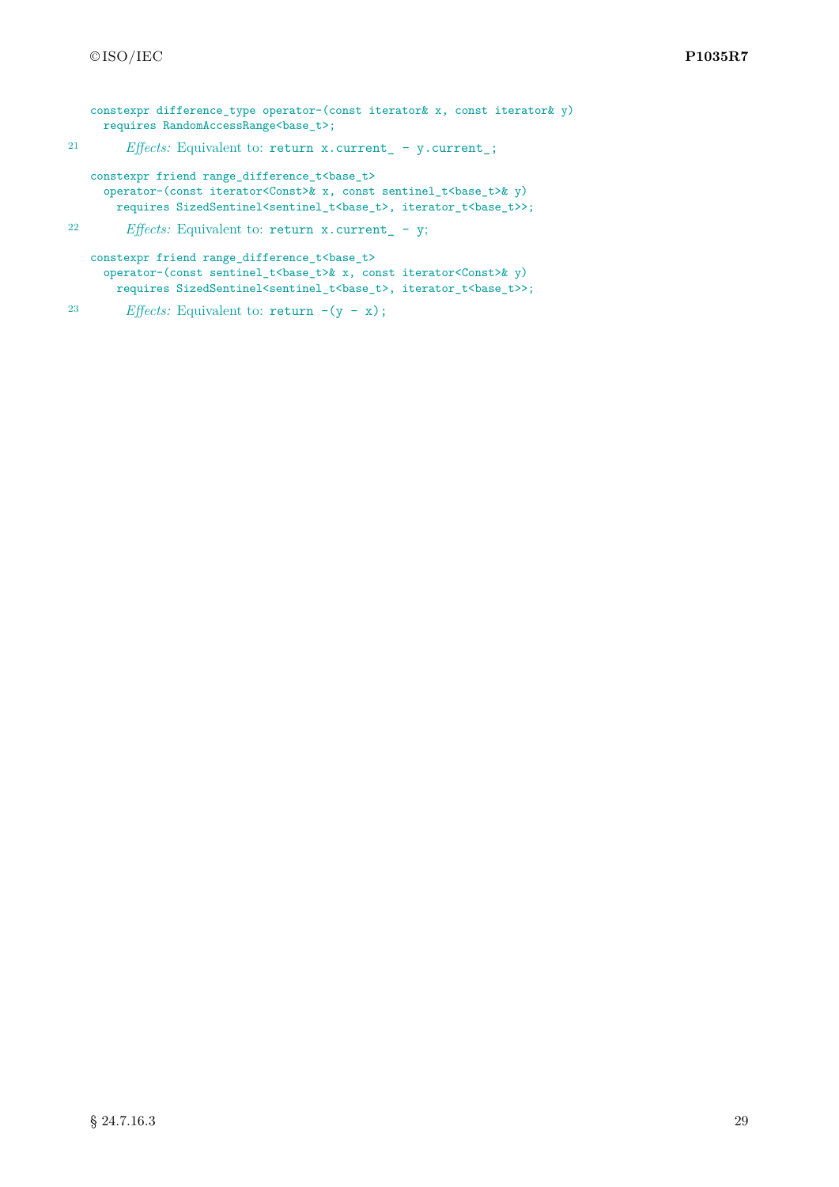```
constexpr difference_type operator-(const iterator& x, const iterator& y)
  requires RandomAccessRange<base_t>;
```

21 *Effects:* Equivalent to: `return x.current_ - y.current_;`

```
constexpr friend range_difference_t<base_t>
  operator-(const iterator<Const>& x, const sentinel_t<base_t>& y)
    requires SizedSentinel<sentinel_t<base_t>, iterator_t<base_t>>;
```

22 *Effects:* Equivalent to: `return x.current_ - y;`

```
constexpr friend range_difference_t<base_t>
  operator-(const sentinel_t<base_t>& x, const iterator<Const>& y)
    requires SizedSentinel<sentinel_t<base_t>, iterator_t<base_t>>;
```

23 *Effects:* Equivalent to: `return -(y - x);`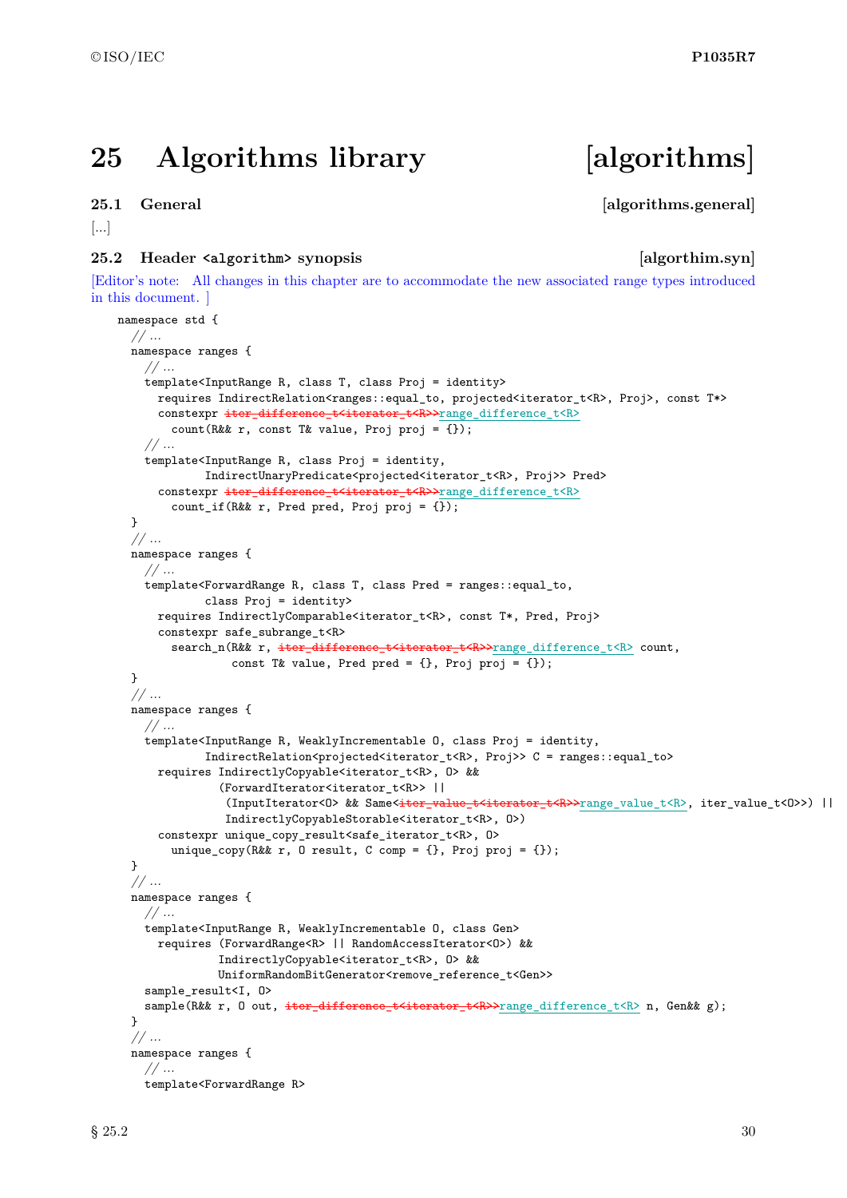# 25 Algorithms library [algorithms]

## 25.1 General [algorithms.general]

[...]

## 25.2 Header `<algorithm>` synopsis [algorthim.syn]

[Editor's note: All changes in this chapter are to accommodate the new associated range types introduced in this document. ]

```
namespace std {
  // ...
  namespace ranges {
    // ...
    template<InputRange R, class T, class Proj = identity>
      requires IndirectRelation<ranges::equal_to, projected<iterator_t<R>, Proj>, const T*>
      constexpr iter_difference_t<iterator_t<R>>range_difference_t<R>
        count(R&& r, const T& value, Proj proj = {});
    // ...
    template<InputRange R, class Proj = identity,
             IndirectUnaryPredicate<projected<iterator_t<R>, Proj>> Pred>
      constexpr iter_difference_t<iterator_t<R>>range_difference_t<R>
        count_if(R&& r, Pred pred, Proj proj = {});
  }
  // ...
  namespace ranges {
    // ...
    template<ForwardRange R, class T, class Pred = ranges::equal_to,
             class Proj = identity>
      requires IndirectlyComparable<iterator_t<R>, const T*, Pred, Proj>
      constexpr safe_subrange_t<R>
        search_n(R&& r, iter_difference_t<iterator_t<R>>range_difference_t<R> count,
                 const T& value, Pred pred = {}, Proj proj = {});
  }
  // ...
  namespace ranges {
    // ...
    template<InputRange R, WeaklyIncrementable O, class Proj = identity,
             IndirectRelation<projected<iterator_t<R>, Proj>> C = ranges::equal_to>
      requires IndirectlyCopyable<iterator_t<R>, O> &&
               (ForwardIterator<iterator_t<R>> ||
                (InputIterator<O> && Same<iter_value_t<iterator_t<R>>range_value_t<R>, iter_value_t<O>>) ||
                IndirectlyCopyableStorable<iterator_t<R>, O>)
      constexpr unique_copy_result<safe_iterator_t<R>, O>
        unique_copy(R&& r, O result, C comp = {}, Proj proj = {});
  }
  // ...
  namespace ranges {
    // ...
    template<InputRange R, WeaklyIncrementable O, class Gen>
      requires (ForwardRange<R> || RandomAccessIterator<O>) &&
               IndirectlyCopyable<iterator_t<R>, O> &&
               UniformRandomBitGenerator<remove_reference_t<Gen>>
    sample_result<I, O>
    sample(R&& r, O out, iter_difference_t<iterator_t<R>>range_difference_t<R> n, Gen&& g);
  }
  // ...
  namespace ranges {
    // ...
    template<ForwardRange R>
```

[Note: struck-out text `iter_difference_t<iterator_t<R>>` and `iter_value_t<iterator_t<R>>` is replaced by inserted `range_difference_t<R>` and `range_value_t<R>` respectively.]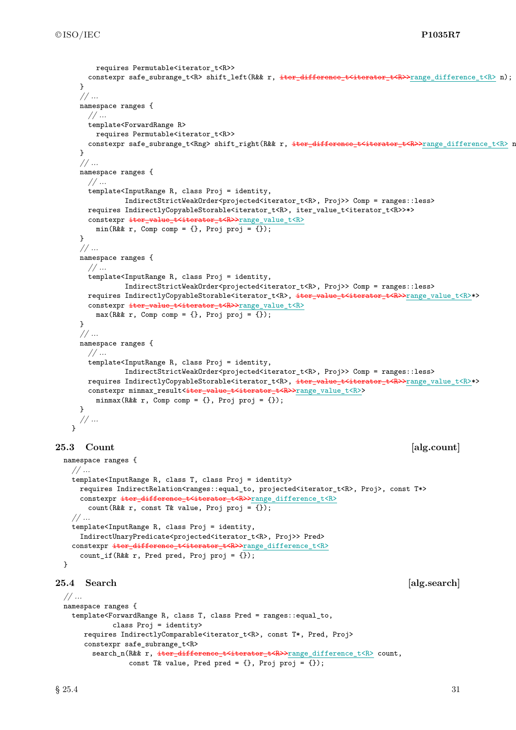```
    requires Permutable<iterator_t<R>>
  constexpr safe_subrange_t<R> shift_left(R&& r, iter_difference_t<iterator_t<R>>range_difference_t<R> n);
}
// ...
namespace ranges {
  // ...
  template<ForwardRange R>
    requires Permutable<iterator_t<R>>
  constexpr safe_subrange_t<Rng> shift_right(R&& r, iter_difference_t<iterator_t<R>>range_difference_t<R> n
}
// ...
namespace ranges {
  // ...
  template<InputRange R, class Proj = identity,
           IndirectStrictWeakOrder<projected<iterator_t<R>, Proj>> Comp = ranges::less>
  requires IndirectlyCopyableStorable<iterator_t<R>, iter_value_t<iterator_t<R>>*>
  constexpr iter_value_t<iterator_t<R>>range_value_t<R>
    min(R&& r, Comp comp = {}, Proj proj = {});
}
// ...
namespace ranges {
  // ...
  template<InputRange R, class Proj = identity,
           IndirectStrictWeakOrder<projected<iterator_t<R>, Proj>> Comp = ranges::less>
  requires IndirectlyCopyableStorable<iterator_t<R>, iter_value_t<iterator_t<R>>range_value_t<R>*>
  constexpr iter_value_t<iterator_t<R>>range_value_t<R>
    max(R&& r, Comp comp = {}, Proj proj = {});
}
// ...
namespace ranges {
  // ...
  template<InputRange R, class Proj = identity,
           IndirectStrictWeakOrder<projected<iterator_t<R>, Proj>> Comp = ranges::less>
  requires IndirectlyCopyableStorable<iterator_t<R>, iter_value_t<iterator_t<R>>range_value_t<R>*>
  constexpr minmax_result<iter_value_t<iterator_t<R>>range_value_t<R>>
    minmax(R&& r, Comp comp = {}, Proj proj = {});
}
// ...
}
```

## 25.3 Count [alg.count]

```
namespace ranges {
  // ...
  template<InputRange R, class T, class Proj = identity>
    requires IndirectRelation<ranges::equal_to, projected<iterator_t<R>, Proj>, const T*>
    constexpr iter_difference_t<iterator_t<R>>range_difference_t<R>
      count(R&& r, const T& value, Proj proj = {});
  // ...
  template<InputRange R, class Proj = identity,
    IndirectUnaryPredicate<projected<iterator_t<R>, Proj>> Pred>
  constexpr iter_difference_t<iterator_t<R>>range_difference_t<R>
    count_if(R&& r, Pred pred, Proj proj = {});
}
```

## 25.4 Search [alg.search]

```
// ...
namespace ranges {
  template<ForwardRange R, class T, class Pred = ranges::equal_to,
           class Proj = identity>
    requires IndirectlyComparable<iterator_t<R>, const T*, Pred, Proj>
    constexpr safe_subrange_t<R>
      search_n(R&& r, iter_difference_t<iterator_t<R>>range_difference_t<R> count,
               const T& value, Pred pred = {}, Proj proj = {});
```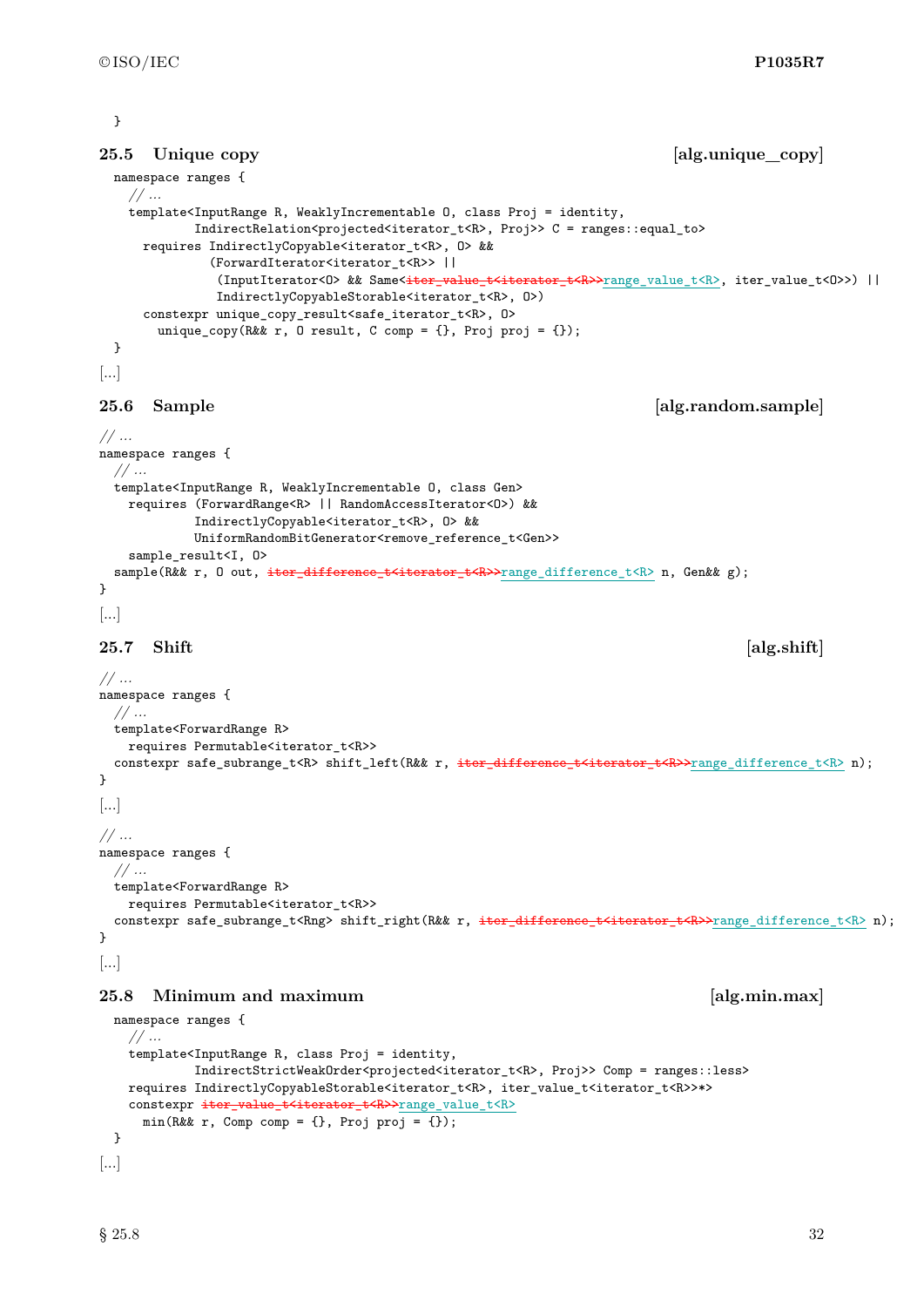```
}
```

### 25.5 Unique copy [alg.unique_copy]

```
namespace ranges {
  // ...
  template<InputRange R, WeaklyIncrementable O, class Proj = identity,
           IndirectRelation<projected<iterator_t<R>, Proj>> C = ranges::equal_to>
    requires IndirectlyCopyable<iterator_t<R>, O> &&
             (ForwardIterator<iterator_t<R>> ||
              (InputIterator<O> && Same<iter_value_t<iterator_t<R>>range_value_t<R>, iter_value_t<O>>) ||
              IndirectlyCopyableStorable<iterator_t<R>, O>)
    constexpr unique_copy_result<safe_iterator_t<R>, O>
      unique_copy(R&& r, O result, C comp = {}, Proj proj = {});
}
```

[...]

### 25.6 Sample [alg.random.sample]

```
// ...
namespace ranges {
  // ...
  template<InputRange R, WeaklyIncrementable O, class Gen>
    requires (ForwardRange<R> || RandomAccessIterator<O>) &&
             IndirectlyCopyable<iterator_t<R>, O> &&
             UniformRandomBitGenerator<remove_reference_t<Gen>>
    sample_result<I, O>
  sample(R&& r, O out, iter_difference_t<iterator_t<R>>range_difference_t<R> n, Gen&& g);
}
```

[...]

### 25.7 Shift [alg.shift]

```
// ...
namespace ranges {
  // ...
  template<ForwardRange R>
    requires Permutable<iterator_t<R>>
  constexpr safe_subrange_t<R> shift_left(R&& r, iter_difference_t<iterator_t<R>>range_difference_t<R> n);
}
```

[...]

```
// ...
namespace ranges {
  // ...
  template<ForwardRange R>
    requires Permutable<iterator_t<R>>
  constexpr safe_subrange_t<Rng> shift_right(R&& r, iter_difference_t<iterator_t<R>>range_difference_t<R> n);
}
```

[...]

### 25.8 Minimum and maximum [alg.min.max]

```
namespace ranges {
  // ...
  template<InputRange R, class Proj = identity,
           IndirectStrictWeakOrder<projected<iterator_t<R>, Proj>> Comp = ranges::less>
  requires IndirectlyCopyableStorable<iterator_t<R>, iter_value_t<iterator_t<R>>*>
  constexpr iter_value_t<iterator_t<R>>range_value_t<R>
    min(R&& r, Comp comp = {}, Proj proj = {});
}
```

[...]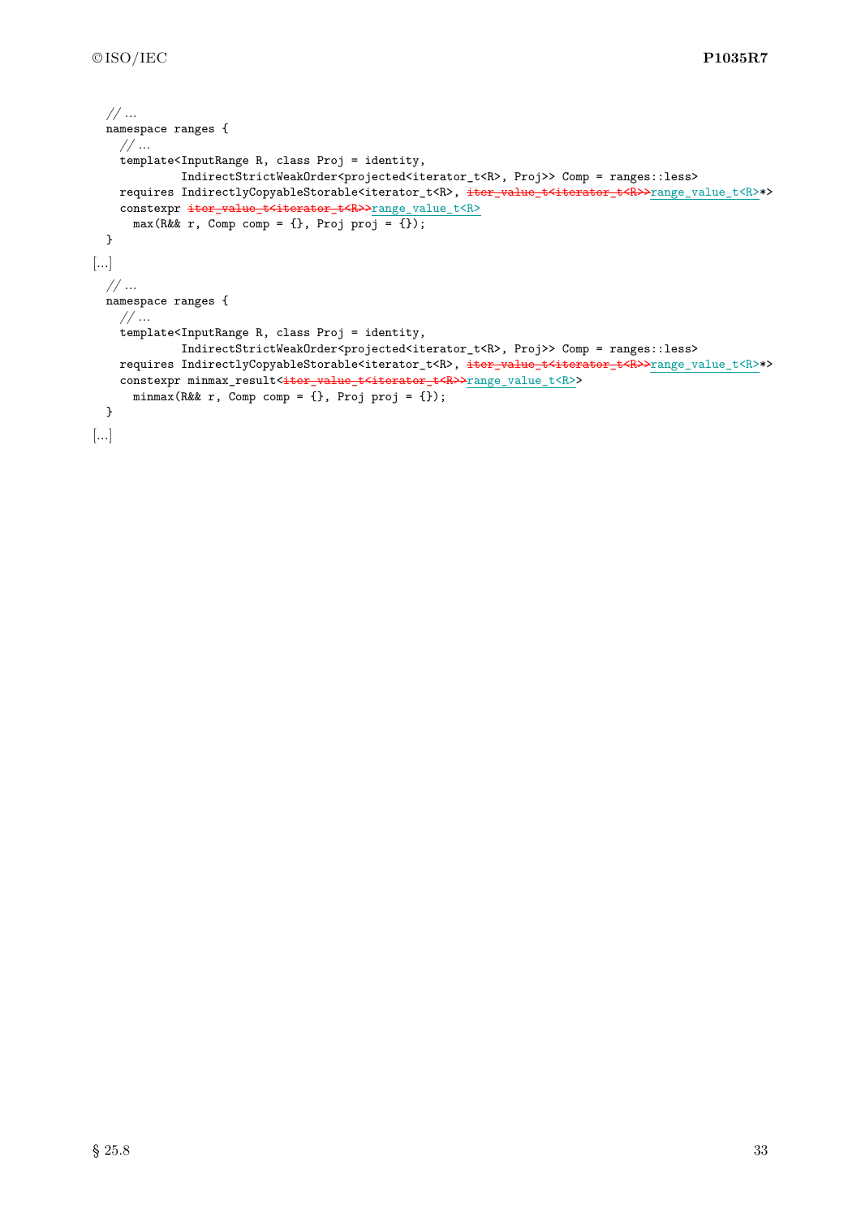```
// ...
namespace ranges {
  // ...
  template<InputRange R, class Proj = identity,
           IndirectStrictWeakOrder<projected<iterator_t<R>, Proj>> Comp = ranges::less>
  requires IndirectlyCopyableStorable<iterator_t<R>, iter_value_t<iterator_t<R>>range_value_t<R>*>
  constexpr iter_value_t<iterator_t<R>>range_value_t<R>
    max(R&& r, Comp comp = {}, Proj proj = {});
}
```

[...]

```
// ...
namespace ranges {
  // ...
  template<InputRange R, class Proj = identity,
           IndirectStrictWeakOrder<projected<iterator_t<R>, Proj>> Comp = ranges::less>
  requires IndirectlyCopyableStorable<iterator_t<R>, iter_value_t<iterator_t<R>>range_value_t<R>*>
  constexpr minmax_result<iter_value_t<iterator_t<R>>range_value_t<R>>
    minmax(R&& r, Comp comp = {}, Proj proj = {});
}
```

[...]